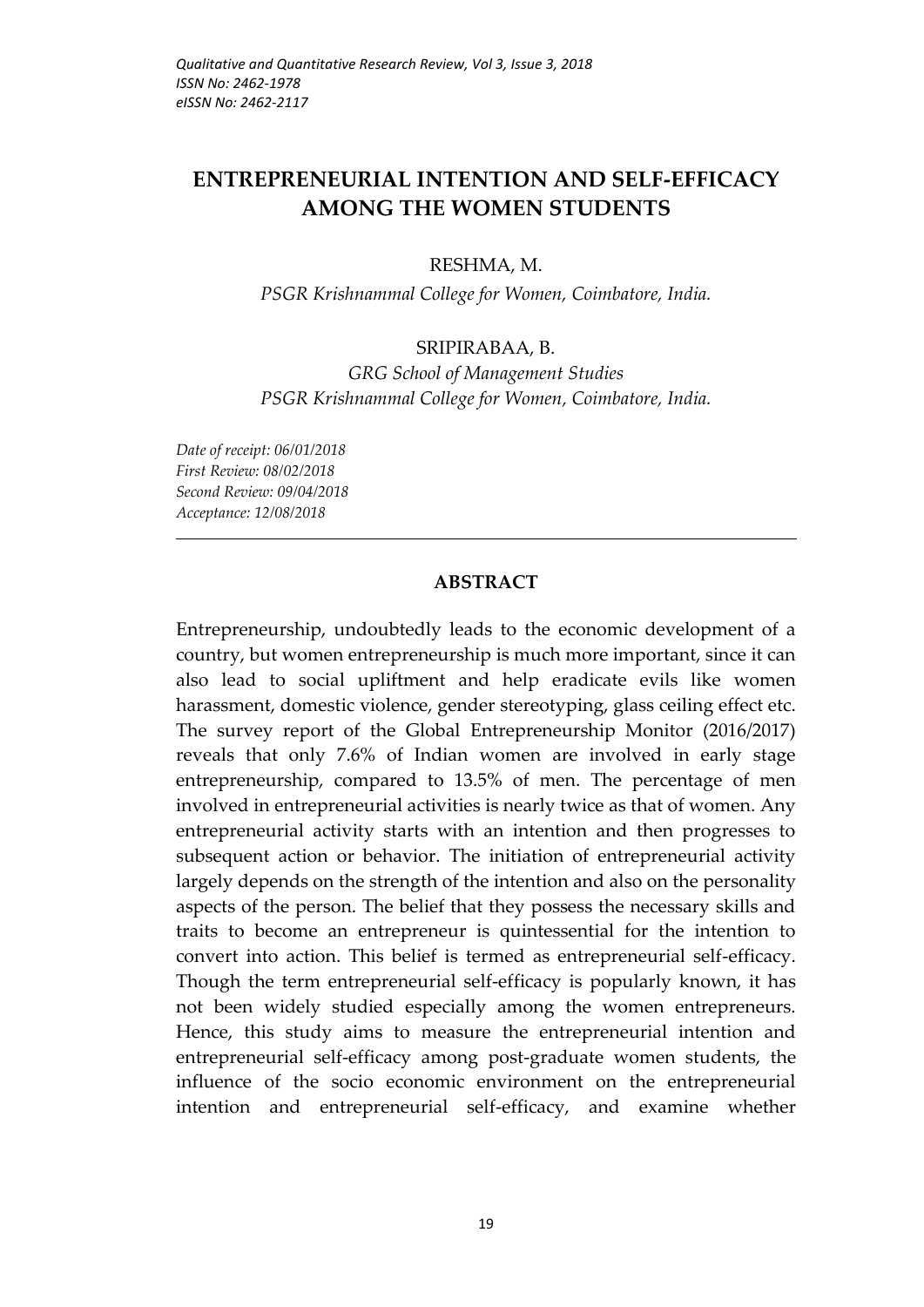# ENTREPRENEURIAL INTENTION AND SELF-EFFICACY AMONG THE WOMEN STUDENTS

RESHMA, M.

*PSGR Krishnammal College for Women, Coimbatore, India.*

SRIPIRABAA, B.

*GRG School of Management Studies*
*PSGR Krishnammal College for Women, Coimbatore, India.*

*Date of receipt: 06/01/2018*
*First Review: 08/02/2018*
*Second Review: 09/04/2018*
*Acceptance: 12/08/2018*

---

## ABSTRACT

Entrepreneurship, undoubtedly leads to the economic development of a country, but women entrepreneurship is much more important, since it can also lead to social upliftment and help eradicate evils like women harassment, domestic violence, gender stereotyping, glass ceiling effect etc. The survey report of the Global Entrepreneurship Monitor (2016/2017) reveals that only 7.6% of Indian women are involved in early stage entrepreneurship, compared to 13.5% of men. The percentage of men involved in entrepreneurial activities is nearly twice as that of women. Any entrepreneurial activity starts with an intention and then progresses to subsequent action or behavior. The initiation of entrepreneurial activity largely depends on the strength of the intention and also on the personality aspects of the person. The belief that they possess the necessary skills and traits to become an entrepreneur is quintessential for the intention to convert into action. This belief is termed as entrepreneurial self-efficacy. Though the term entrepreneurial self-efficacy is popularly known, it has not been widely studied especially among the women entrepreneurs. Hence, this study aims to measure the entrepreneurial intention and entrepreneurial self-efficacy among post-graduate women students, the influence of the socio economic environment on the entrepreneurial intention and entrepreneurial self-efficacy, and examine whether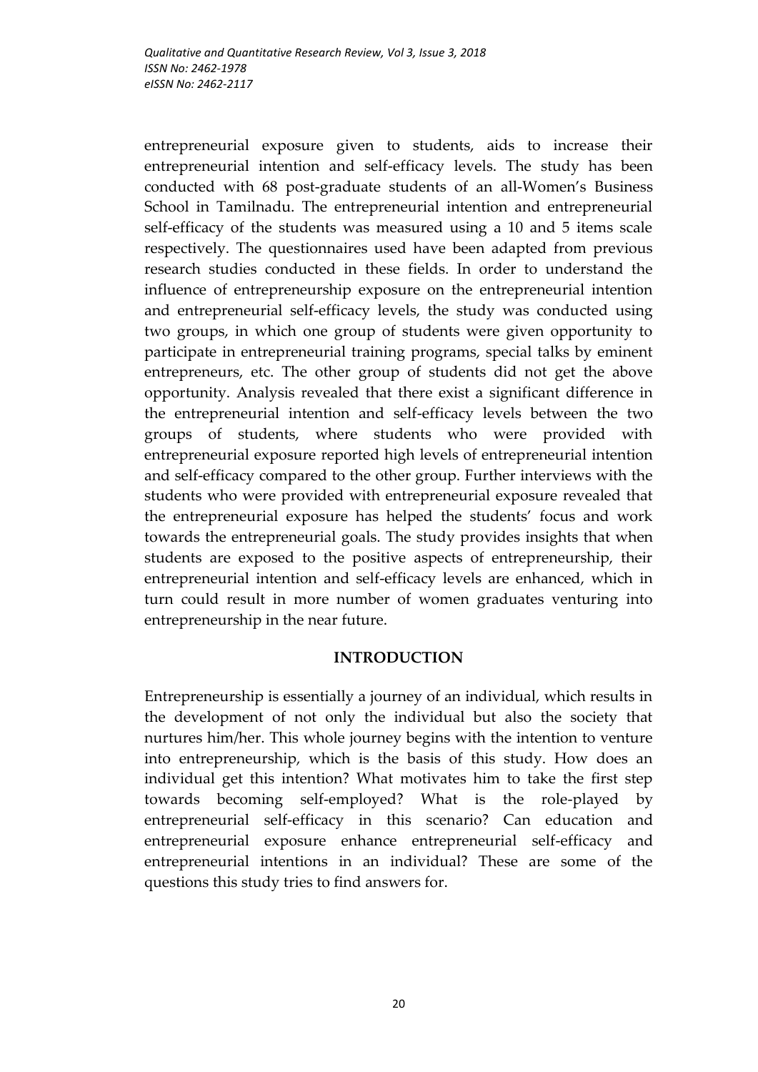entrepreneurial exposure given to students, aids to increase their entrepreneurial intention and self-efficacy levels. The study has been conducted with 68 post-graduate students of an all-Women's Business School in Tamilnadu. The entrepreneurial intention and entrepreneurial self-efficacy of the students was measured using a 10 and 5 items scale respectively. The questionnaires used have been adapted from previous research studies conducted in these fields. In order to understand the influence of entrepreneurship exposure on the entrepreneurial intention and entrepreneurial self-efficacy levels, the study was conducted using two groups, in which one group of students were given opportunity to participate in entrepreneurial training programs, special talks by eminent entrepreneurs, etc. The other group of students did not get the above opportunity. Analysis revealed that there exist a significant difference in the entrepreneurial intention and self-efficacy levels between the two groups of students, where students who were provided with entrepreneurial exposure reported high levels of entrepreneurial intention and self-efficacy compared to the other group. Further interviews with the students who were provided with entrepreneurial exposure revealed that the entrepreneurial exposure has helped the students' focus and work towards the entrepreneurial goals. The study provides insights that when students are exposed to the positive aspects of entrepreneurship, their entrepreneurial intention and self-efficacy levels are enhanced, which in turn could result in more number of women graduates venturing into entrepreneurship in the near future.

## INTRODUCTION

Entrepreneurship is essentially a journey of an individual, which results in the development of not only the individual but also the society that nurtures him/her. This whole journey begins with the intention to venture into entrepreneurship, which is the basis of this study. How does an individual get this intention? What motivates him to take the first step towards becoming self-employed? What is the role-played by entrepreneurial self-efficacy in this scenario? Can education and entrepreneurial exposure enhance entrepreneurial self-efficacy and entrepreneurial intentions in an individual? These are some of the questions this study tries to find answers for.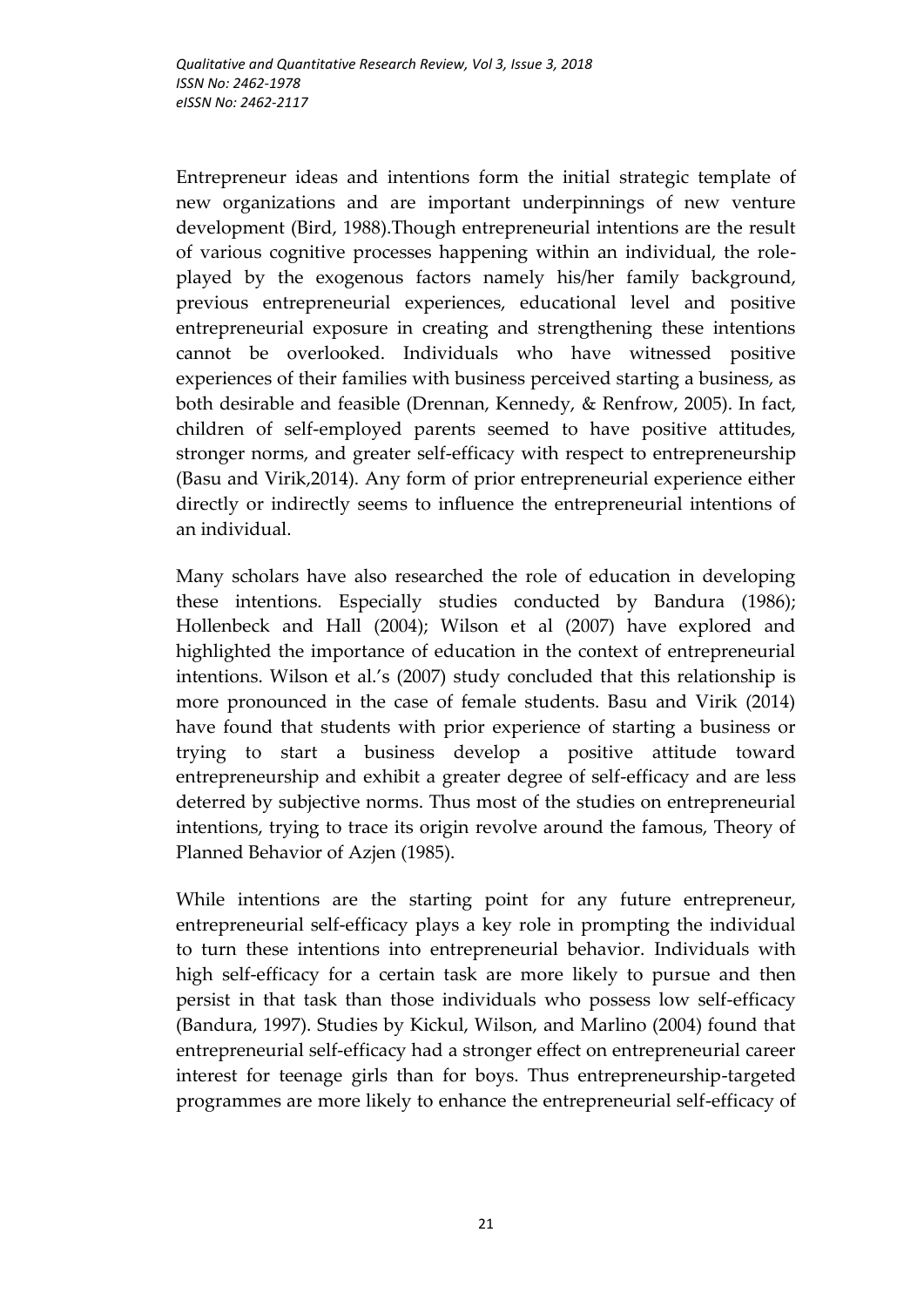Entrepreneur ideas and intentions form the initial strategic template of new organizations and are important underpinnings of new venture development (Bird, 1988).Though entrepreneurial intentions are the result of various cognitive processes happening within an individual, the role-played by the exogenous factors namely his/her family background, previous entrepreneurial experiences, educational level and positive entrepreneurial exposure in creating and strengthening these intentions cannot be overlooked. Individuals who have witnessed positive experiences of their families with business perceived starting a business, as both desirable and feasible (Drennan, Kennedy, & Renfrow, 2005). In fact, children of self-employed parents seemed to have positive attitudes, stronger norms, and greater self-efficacy with respect to entrepreneurship (Basu and Virik,2014). Any form of prior entrepreneurial experience either directly or indirectly seems to influence the entrepreneurial intentions of an individual.

Many scholars have also researched the role of education in developing these intentions. Especially studies conducted by Bandura (1986); Hollenbeck and Hall (2004); Wilson et al (2007) have explored and highlighted the importance of education in the context of entrepreneurial intentions. Wilson et al.'s (2007) study concluded that this relationship is more pronounced in the case of female students. Basu and Virik (2014) have found that students with prior experience of starting a business or trying to start a business develop a positive attitude toward entrepreneurship and exhibit a greater degree of self-efficacy and are less deterred by subjective norms. Thus most of the studies on entrepreneurial intentions, trying to trace its origin revolve around the famous, Theory of Planned Behavior of Azjen (1985).

While intentions are the starting point for any future entrepreneur, entrepreneurial self-efficacy plays a key role in prompting the individual to turn these intentions into entrepreneurial behavior. Individuals with high self-efficacy for a certain task are more likely to pursue and then persist in that task than those individuals who possess low self-efficacy (Bandura, 1997). Studies by Kickul, Wilson, and Marlino (2004) found that entrepreneurial self-efficacy had a stronger effect on entrepreneurial career interest for teenage girls than for boys. Thus entrepreneurship-targeted programmes are more likely to enhance the entrepreneurial self-efficacy of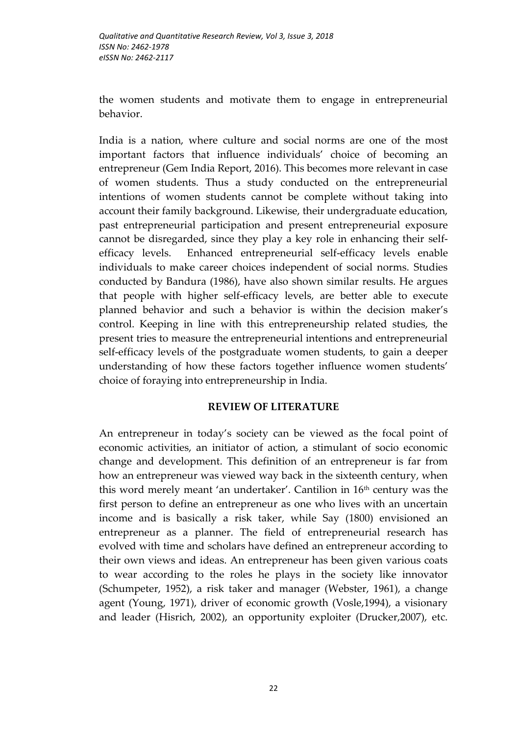the women students and motivate them to engage in entrepreneurial behavior.

India is a nation, where culture and social norms are one of the most important factors that influence individuals' choice of becoming an entrepreneur (Gem India Report, 2016). This becomes more relevant in case of women students. Thus a study conducted on the entrepreneurial intentions of women students cannot be complete without taking into account their family background. Likewise, their undergraduate education, past entrepreneurial participation and present entrepreneurial exposure cannot be disregarded, since they play a key role in enhancing their self-efficacy levels. Enhanced entrepreneurial self-efficacy levels enable individuals to make career choices independent of social norms. Studies conducted by Bandura (1986), have also shown similar results. He argues that people with higher self-efficacy levels, are better able to execute planned behavior and such a behavior is within the decision maker's control. Keeping in line with this entrepreneurship related studies, the present tries to measure the entrepreneurial intentions and entrepreneurial self-efficacy levels of the postgraduate women students, to gain a deeper understanding of how these factors together influence women students' choice of foraying into entrepreneurship in India.

## REVIEW OF LITERATURE

An entrepreneur in today's society can be viewed as the focal point of economic activities, an initiator of action, a stimulant of socio economic change and development. This definition of an entrepreneur is far from how an entrepreneur was viewed way back in the sixteenth century, when this word merely meant 'an undertaker'. Cantilion in 16th century was the first person to define an entrepreneur as one who lives with an uncertain income and is basically a risk taker, while Say (1800) envisioned an entrepreneur as a planner. The field of entrepreneurial research has evolved with time and scholars have defined an entrepreneur according to their own views and ideas. An entrepreneur has been given various coats to wear according to the roles he plays in the society like innovator (Schumpeter, 1952), a risk taker and manager (Webster, 1961), a change agent (Young, 1971), driver of economic growth (Vosle,1994), a visionary and leader (Hisrich, 2002), an opportunity exploiter (Drucker,2007), etc.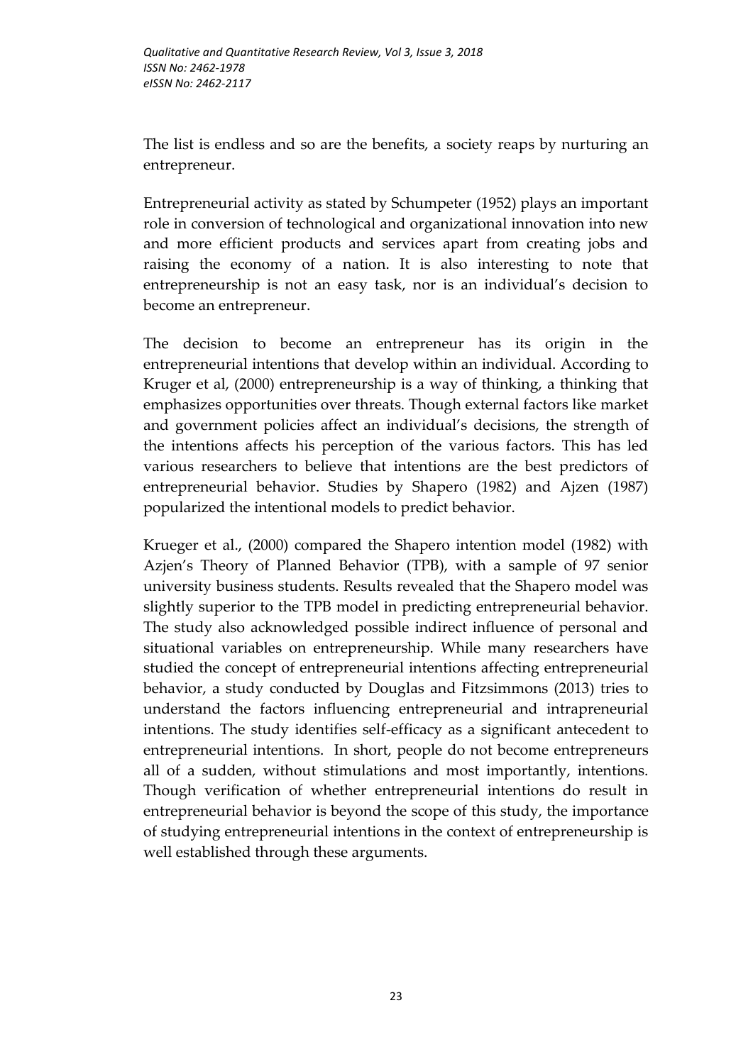The list is endless and so are the benefits, a society reaps by nurturing an entrepreneur.

Entrepreneurial activity as stated by Schumpeter (1952) plays an important role in conversion of technological and organizational innovation into new and more efficient products and services apart from creating jobs and raising the economy of a nation. It is also interesting to note that entrepreneurship is not an easy task, nor is an individual's decision to become an entrepreneur.

The decision to become an entrepreneur has its origin in the entrepreneurial intentions that develop within an individual. According to Kruger et al, (2000) entrepreneurship is a way of thinking, a thinking that emphasizes opportunities over threats. Though external factors like market and government policies affect an individual's decisions, the strength of the intentions affects his perception of the various factors. This has led various researchers to believe that intentions are the best predictors of entrepreneurial behavior. Studies by Shapero (1982) and Ajzen (1987) popularized the intentional models to predict behavior.

Krueger et al., (2000) compared the Shapero intention model (1982) with Azjen's Theory of Planned Behavior (TPB), with a sample of 97 senior university business students. Results revealed that the Shapero model was slightly superior to the TPB model in predicting entrepreneurial behavior. The study also acknowledged possible indirect influence of personal and situational variables on entrepreneurship. While many researchers have studied the concept of entrepreneurial intentions affecting entrepreneurial behavior, a study conducted by Douglas and Fitzsimmons (2013) tries to understand the factors influencing entrepreneurial and intrapreneurial intentions. The study identifies self-efficacy as a significant antecedent to entrepreneurial intentions. In short, people do not become entrepreneurs all of a sudden, without stimulations and most importantly, intentions. Though verification of whether entrepreneurial intentions do result in entrepreneurial behavior is beyond the scope of this study, the importance of studying entrepreneurial intentions in the context of entrepreneurship is well established through these arguments.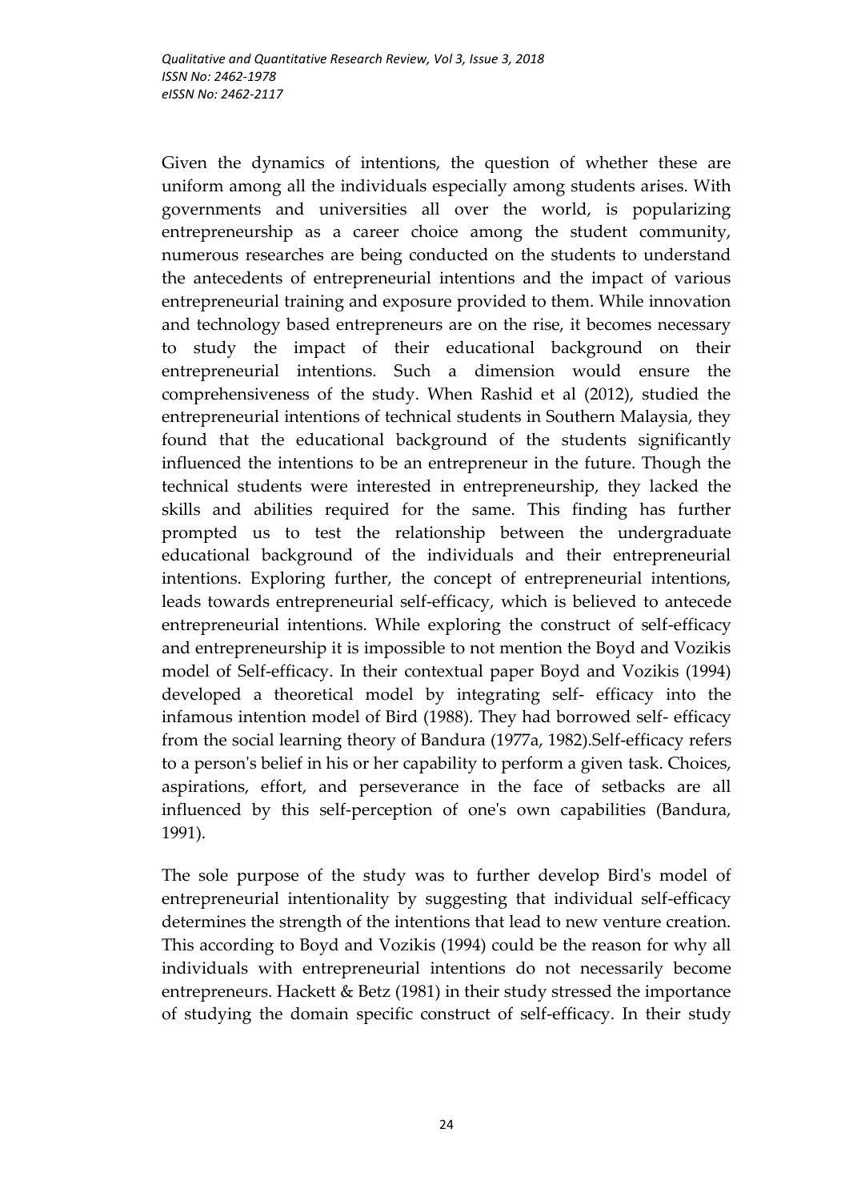Given the dynamics of intentions, the question of whether these are uniform among all the individuals especially among students arises. With governments and universities all over the world, is popularizing entrepreneurship as a career choice among the student community, numerous researches are being conducted on the students to understand the antecedents of entrepreneurial intentions and the impact of various entrepreneurial training and exposure provided to them. While innovation and technology based entrepreneurs are on the rise, it becomes necessary to study the impact of their educational background on their entrepreneurial intentions. Such a dimension would ensure the comprehensiveness of the study. When Rashid et al (2012), studied the entrepreneurial intentions of technical students in Southern Malaysia, they found that the educational background of the students significantly influenced the intentions to be an entrepreneur in the future. Though the technical students were interested in entrepreneurship, they lacked the skills and abilities required for the same. This finding has further prompted us to test the relationship between the undergraduate educational background of the individuals and their entrepreneurial intentions. Exploring further, the concept of entrepreneurial intentions, leads towards entrepreneurial self-efficacy, which is believed to antecede entrepreneurial intentions. While exploring the construct of self-efficacy and entrepreneurship it is impossible to not mention the Boyd and Vozikis model of Self-efficacy. In their contextual paper Boyd and Vozikis (1994) developed a theoretical model by integrating self- efficacy into the infamous intention model of Bird (1988). They had borrowed self- efficacy from the social learning theory of Bandura (1977a, 1982).Self-efficacy refers to a person's belief in his or her capability to perform a given task. Choices, aspirations, effort, and perseverance in the face of setbacks are all influenced by this self-perception of one's own capabilities (Bandura, 1991).

The sole purpose of the study was to further develop Bird's model of entrepreneurial intentionality by suggesting that individual self-efficacy determines the strength of the intentions that lead to new venture creation. This according to Boyd and Vozikis (1994) could be the reason for why all individuals with entrepreneurial intentions do not necessarily become entrepreneurs. Hackett & Betz (1981) in their study stressed the importance of studying the domain specific construct of self-efficacy. In their study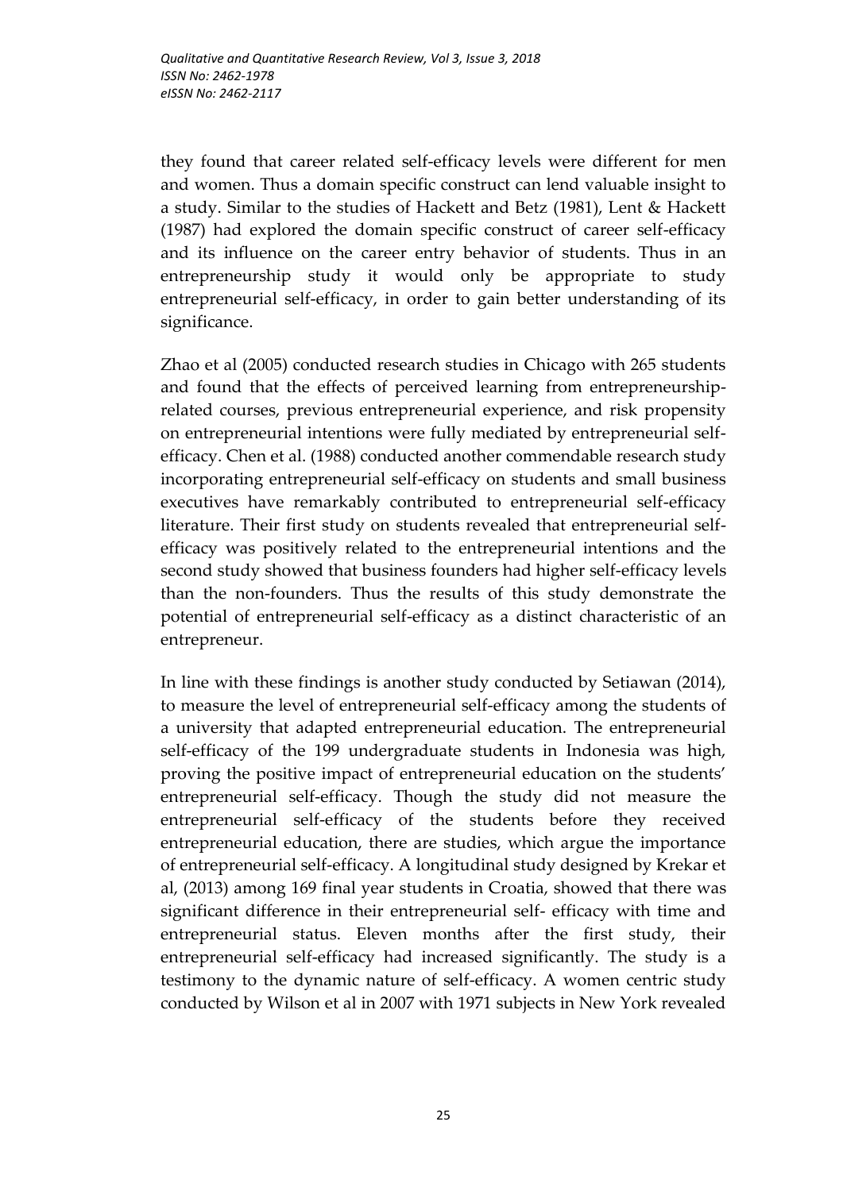they found that career related self-efficacy levels were different for men and women. Thus a domain specific construct can lend valuable insight to a study. Similar to the studies of Hackett and Betz (1981), Lent & Hackett (1987) had explored the domain specific construct of career self-efficacy and its influence on the career entry behavior of students. Thus in an entrepreneurship study it would only be appropriate to study entrepreneurial self-efficacy, in order to gain better understanding of its significance.

Zhao et al (2005) conducted research studies in Chicago with 265 students and found that the effects of perceived learning from entrepreneurship-related courses, previous entrepreneurial experience, and risk propensity on entrepreneurial intentions were fully mediated by entrepreneurial self-efficacy. Chen et al. (1988) conducted another commendable research study incorporating entrepreneurial self-efficacy on students and small business executives have remarkably contributed to entrepreneurial self-efficacy literature. Their first study on students revealed that entrepreneurial self-efficacy was positively related to the entrepreneurial intentions and the second study showed that business founders had higher self-efficacy levels than the non-founders. Thus the results of this study demonstrate the potential of entrepreneurial self-efficacy as a distinct characteristic of an entrepreneur.

In line with these findings is another study conducted by Setiawan (2014), to measure the level of entrepreneurial self-efficacy among the students of a university that adapted entrepreneurial education. The entrepreneurial self-efficacy of the 199 undergraduate students in Indonesia was high, proving the positive impact of entrepreneurial education on the students' entrepreneurial self-efficacy. Though the study did not measure the entrepreneurial self-efficacy of the students before they received entrepreneurial education, there are studies, which argue the importance of entrepreneurial self-efficacy. A longitudinal study designed by Krekar et al, (2013) among 169 final year students in Croatia, showed that there was significant difference in their entrepreneurial self- efficacy with time and entrepreneurial status. Eleven months after the first study, their entrepreneurial self-efficacy had increased significantly. The study is a testimony to the dynamic nature of self-efficacy. A women centric study conducted by Wilson et al in 2007 with 1971 subjects in New York revealed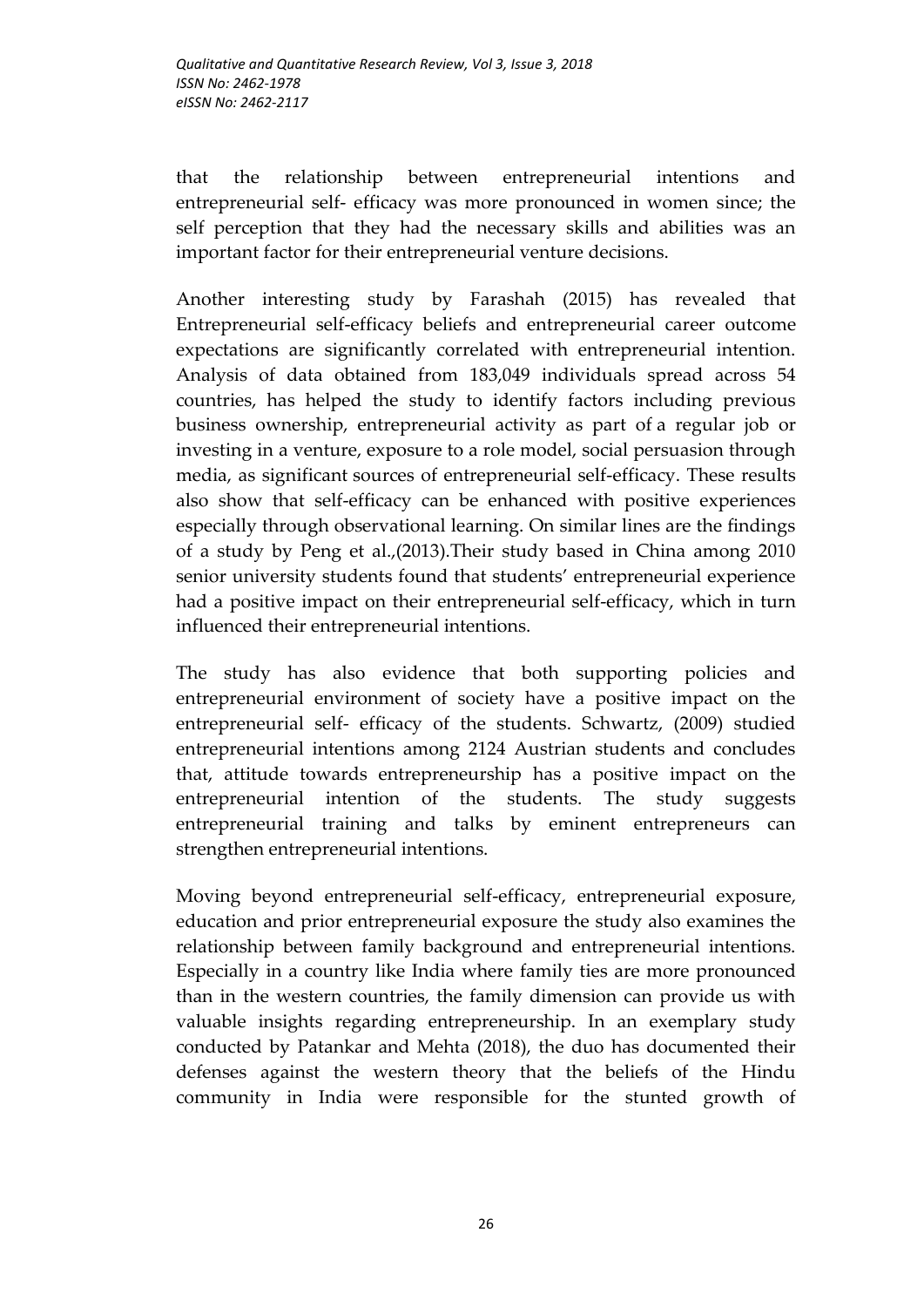that the relationship between entrepreneurial intentions and entrepreneurial self- efficacy was more pronounced in women since; the self perception that they had the necessary skills and abilities was an important factor for their entrepreneurial venture decisions.

Another interesting study by Farashah (2015) has revealed that Entrepreneurial self-efficacy beliefs and entrepreneurial career outcome expectations are significantly correlated with entrepreneurial intention. Analysis of data obtained from 183,049 individuals spread across 54 countries, has helped the study to identify factors including previous business ownership, entrepreneurial activity as part of a regular job or investing in a venture, exposure to a role model, social persuasion through media, as significant sources of entrepreneurial self-efficacy. These results also show that self-efficacy can be enhanced with positive experiences especially through observational learning. On similar lines are the findings of a study by Peng et al.,(2013).Their study based in China among 2010 senior university students found that students' entrepreneurial experience had a positive impact on their entrepreneurial self-efficacy, which in turn influenced their entrepreneurial intentions.

The study has also evidence that both supporting policies and entrepreneurial environment of society have a positive impact on the entrepreneurial self- efficacy of the students. Schwartz, (2009) studied entrepreneurial intentions among 2124 Austrian students and concludes that, attitude towards entrepreneurship has a positive impact on the entrepreneurial intention of the students. The study suggests entrepreneurial training and talks by eminent entrepreneurs can strengthen entrepreneurial intentions.

Moving beyond entrepreneurial self-efficacy, entrepreneurial exposure, education and prior entrepreneurial exposure the study also examines the relationship between family background and entrepreneurial intentions. Especially in a country like India where family ties are more pronounced than in the western countries, the family dimension can provide us with valuable insights regarding entrepreneurship. In an exemplary study conducted by Patankar and Mehta (2018), the duo has documented their defenses against the western theory that the beliefs of the Hindu community in India were responsible for the stunted growth of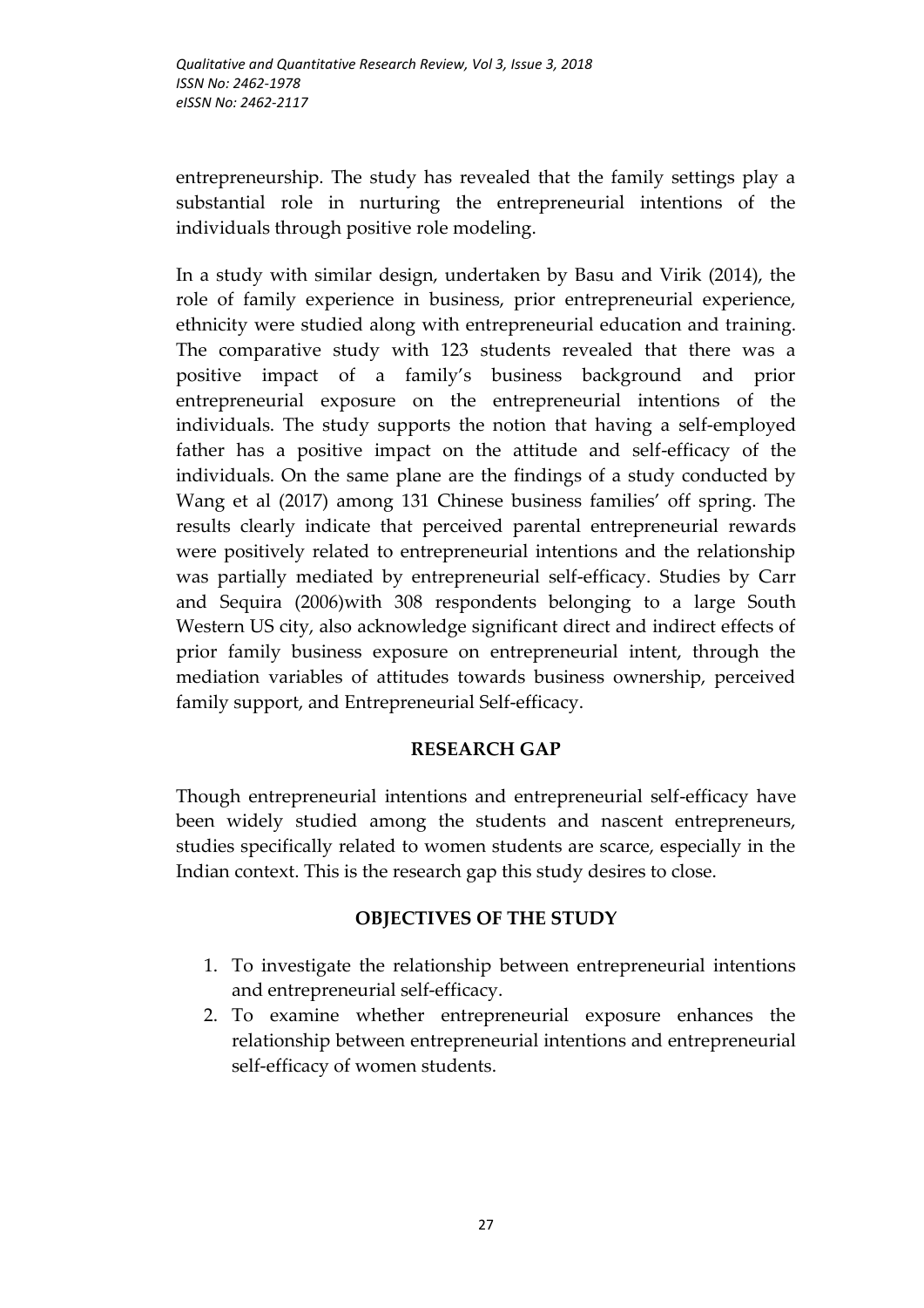entrepreneurship. The study has revealed that the family settings play a substantial role in nurturing the entrepreneurial intentions of the individuals through positive role modeling.

In a study with similar design, undertaken by Basu and Virik (2014), the role of family experience in business, prior entrepreneurial experience, ethnicity were studied along with entrepreneurial education and training. The comparative study with 123 students revealed that there was a positive impact of a family's business background and prior entrepreneurial exposure on the entrepreneurial intentions of the individuals. The study supports the notion that having a self-employed father has a positive impact on the attitude and self-efficacy of the individuals. On the same plane are the findings of a study conducted by Wang et al (2017) among 131 Chinese business families' off spring. The results clearly indicate that perceived parental entrepreneurial rewards were positively related to entrepreneurial intentions and the relationship was partially mediated by entrepreneurial self-efficacy. Studies by Carr and Sequira (2006)with 308 respondents belonging to a large South Western US city, also acknowledge significant direct and indirect effects of prior family business exposure on entrepreneurial intent, through the mediation variables of attitudes towards business ownership, perceived family support, and Entrepreneurial Self-efficacy.

## RESEARCH GAP

Though entrepreneurial intentions and entrepreneurial self-efficacy have been widely studied among the students and nascent entrepreneurs, studies specifically related to women students are scarce, especially in the Indian context. This is the research gap this study desires to close.

## OBJECTIVES OF THE STUDY

1. To investigate the relationship between entrepreneurial intentions and entrepreneurial self-efficacy.
2. To examine whether entrepreneurial exposure enhances the relationship between entrepreneurial intentions and entrepreneurial self-efficacy of women students.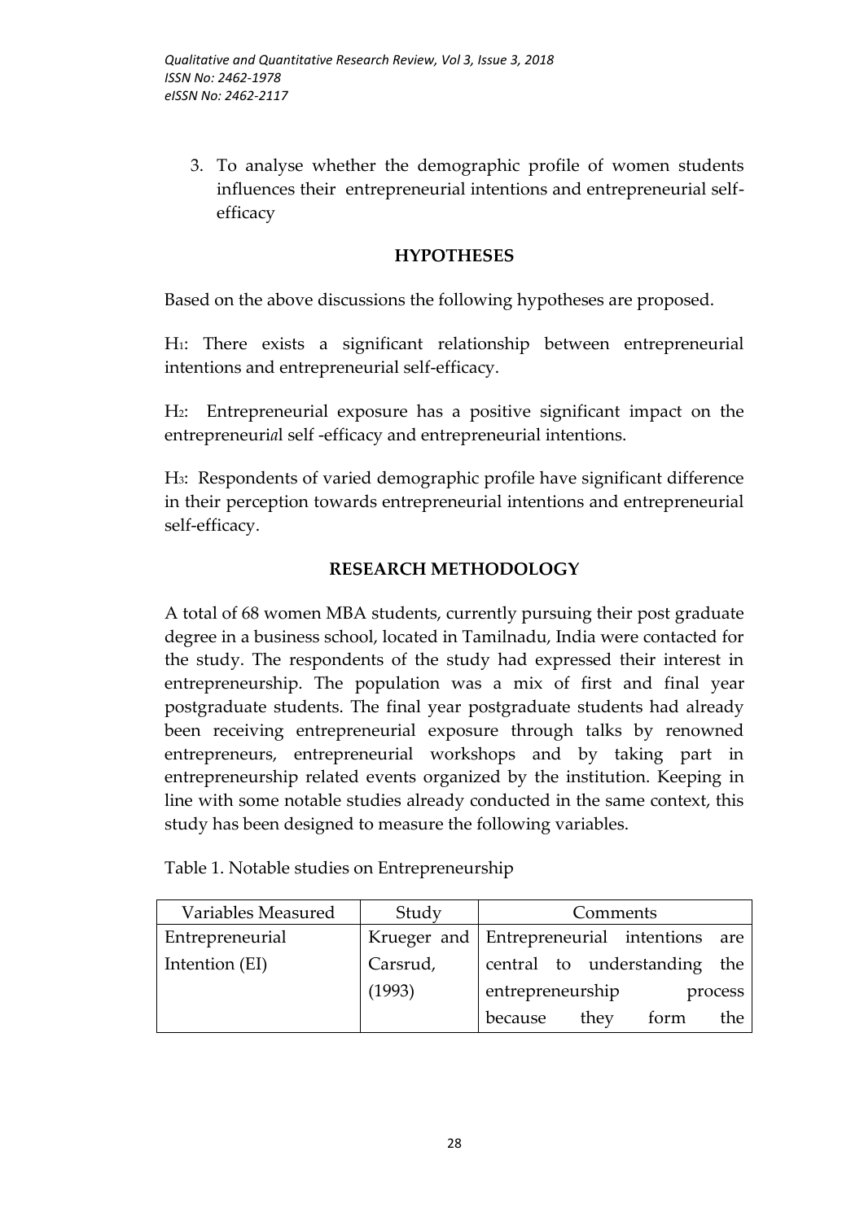3. To analyse whether the demographic profile of women students influences their entrepreneurial intentions and entrepreneurial self-efficacy

## HYPOTHESES

Based on the above discussions the following hypotheses are proposed.

$H_1$: There exists a significant relationship between entrepreneurial intentions and entrepreneurial self-efficacy.

$H_2$: Entrepreneurial exposure has a positive significant impact on the entrepreneurial self -efficacy and entrepreneurial intentions.

$H_3$: Respondents of varied demographic profile have significant difference in their perception towards entrepreneurial intentions and entrepreneurial self-efficacy.

## RESEARCH METHODOLOGY

A total of 68 women MBA students, currently pursuing their post graduate degree in a business school, located in Tamilnadu, India were contacted for the study. The respondents of the study had expressed their interest in entrepreneurship. The population was a mix of first and final year postgraduate students. The final year postgraduate students had already been receiving entrepreneurial exposure through talks by renowned entrepreneurs, entrepreneurial workshops and by taking part in entrepreneurship related events organized by the institution. Keeping in line with some notable studies already conducted in the same context, this study has been designed to measure the following variables.

Table 1. Notable studies on Entrepreneurship

| Variables Measured | Study | Comments |
| --- | --- | --- |
| Entrepreneurial Intention (EI) | Krueger and Carsrud, (1993) | Entrepreneurial intentions are central to understanding the entrepreneurship process because they form the |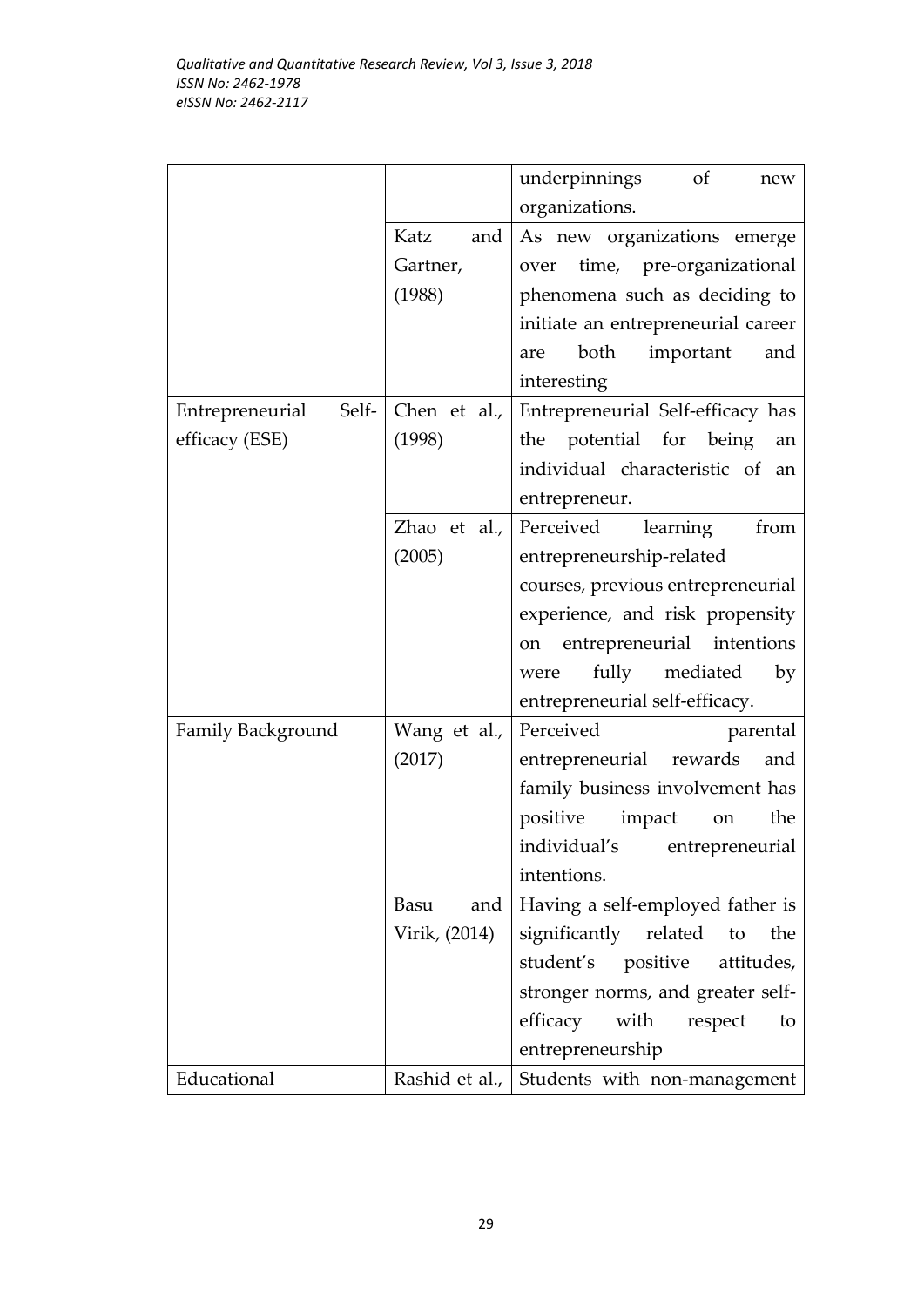| | | |
|---|---|---|
| | | underpinnings of new organizations. |
| | Katz and Gartner, (1988) | As new organizations emerge over time, pre-organizational phenomena such as deciding to initiate an entrepreneurial career are both important and interesting |
| Entrepreneurial Self-efficacy (ESE) | Chen et al., (1998) | Entrepreneurial Self-efficacy has the potential for being an individual characteristic of an entrepreneur. |
| | Zhao et al., (2005) | Perceived learning from entrepreneurship-related courses, previous entrepreneurial experience, and risk propensity on entrepreneurial intentions were fully mediated by entrepreneurial self-efficacy. |
| Family Background | Wang et al., (2017) | Perceived parental entrepreneurial rewards and family business involvement has positive impact on the individual's entrepreneurial intentions. |
| | Basu and Virik, (2014) | Having a self-employed father is significantly related to the student's positive attitudes, stronger norms, and greater self-efficacy with respect to entrepreneurship |
| Educational | Rashid et al., | Students with non-management |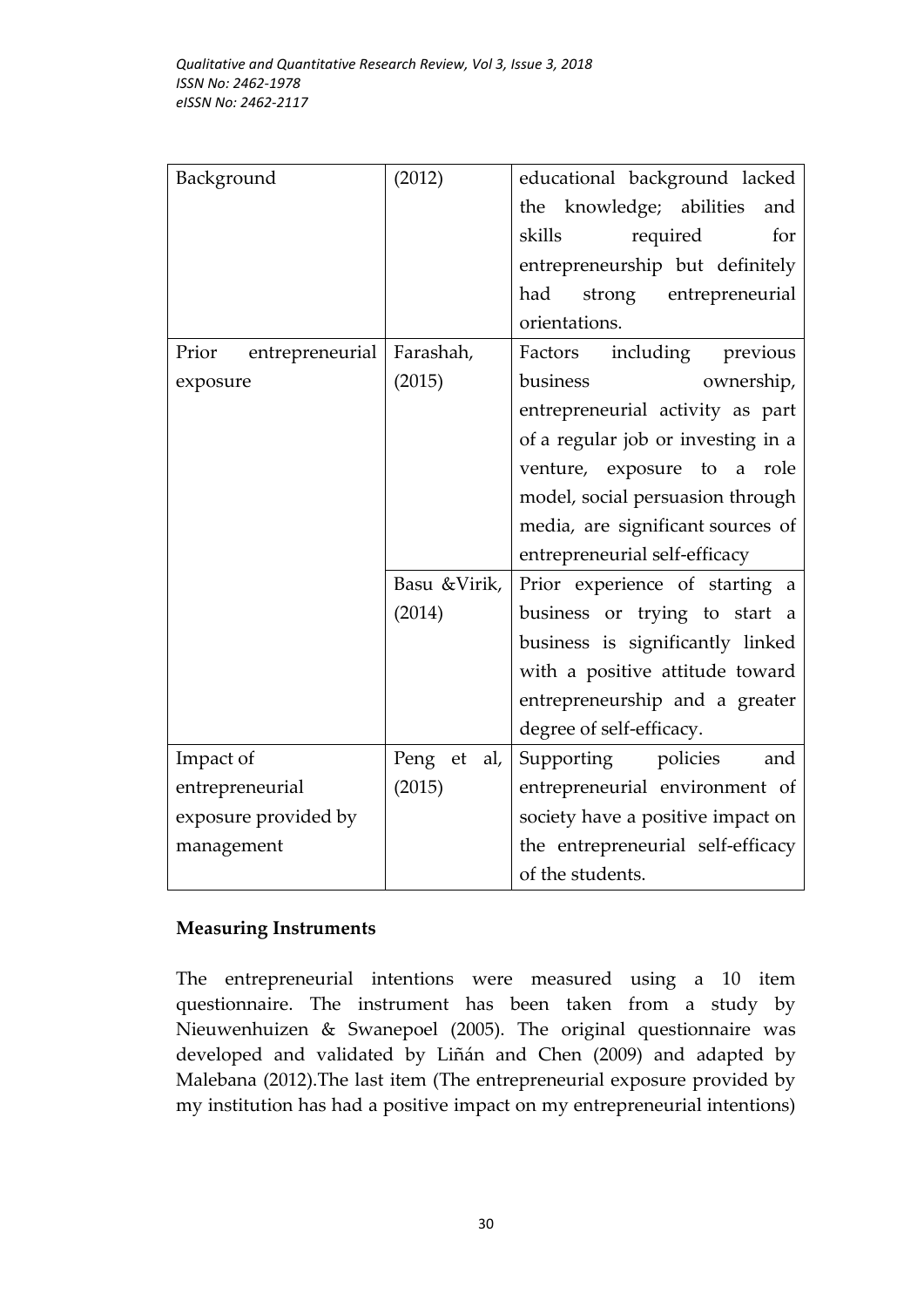| Background | (2012) | educational background lacked the knowledge; abilities and skills required for entrepreneurship but definitely had strong entrepreneurial orientations. |
|---|---|---|
| Prior entrepreneurial exposure | Farashah, (2015) | Factors including previous business ownership, entrepreneurial activity as part of a regular job or investing in a venture, exposure to a role model, social persuasion through media, are significant sources of entrepreneurial self-efficacy |
| | Basu &Virik, (2014) | Prior experience of starting a business or trying to start a business is significantly linked with a positive attitude toward entrepreneurship and a greater degree of self-efficacy. |
| Impact of entrepreneurial exposure provided by management | Peng et al, (2015) | Supporting policies and entrepreneurial environment of society have a positive impact on the entrepreneurial self-efficacy of the students. |

**Measuring Instruments**

The entrepreneurial intentions were measured using a 10 item questionnaire. The instrument has been taken from a study by Nieuwenhuizen & Swanepoel (2005). The original questionnaire was developed and validated by Liñán and Chen (2009) and adapted by Malebana (2012).The last item (The entrepreneurial exposure provided by my institution has had a positive impact on my entrepreneurial intentions)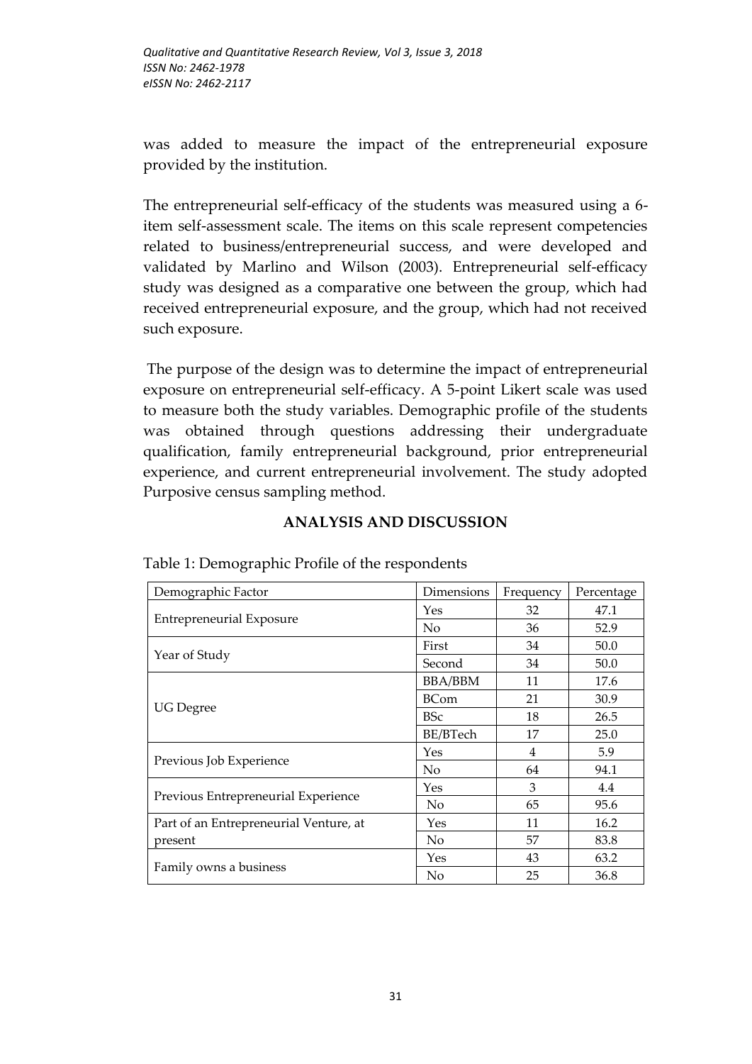was added to measure the impact of the entrepreneurial exposure provided by the institution.

The entrepreneurial self-efficacy of the students was measured using a 6-item self-assessment scale. The items on this scale represent competencies related to business/entrepreneurial success, and were developed and validated by Marlino and Wilson (2003). Entrepreneurial self-efficacy study was designed as a comparative one between the group, which had received entrepreneurial exposure, and the group, which had not received such exposure.

The purpose of the design was to determine the impact of entrepreneurial exposure on entrepreneurial self-efficacy. A 5-point Likert scale was used to measure both the study variables. Demographic profile of the students was obtained through questions addressing their undergraduate qualification, family entrepreneurial background, prior entrepreneurial experience, and current entrepreneurial involvement. The study adopted Purposive census sampling method.

## ANALYSIS AND DISCUSSION

Table 1: Demographic Profile of the respondents

| Demographic Factor | Dimensions | Frequency | Percentage |
|---|---|---|---|
| Entrepreneurial Exposure | Yes | 32 | 47.1 |
| | No | 36 | 52.9 |
| Year of Study | First | 34 | 50.0 |
| | Second | 34 | 50.0 |
| UG Degree | BBA/BBM | 11 | 17.6 |
| | BCom | 21 | 30.9 |
| | BSc | 18 | 26.5 |
| | BE/BTech | 17 | 25.0 |
| Previous Job Experience | Yes | 4 | 5.9 |
| | No | 64 | 94.1 |
| Previous Entrepreneurial Experience | Yes | 3 | 4.4 |
| | No | 65 | 95.6 |
| Part of an Entrepreneurial Venture, at present | Yes | 11 | 16.2 |
| | No | 57 | 83.8 |
| Family owns a business | Yes | 43 | 63.2 |
| | No | 25 | 36.8 |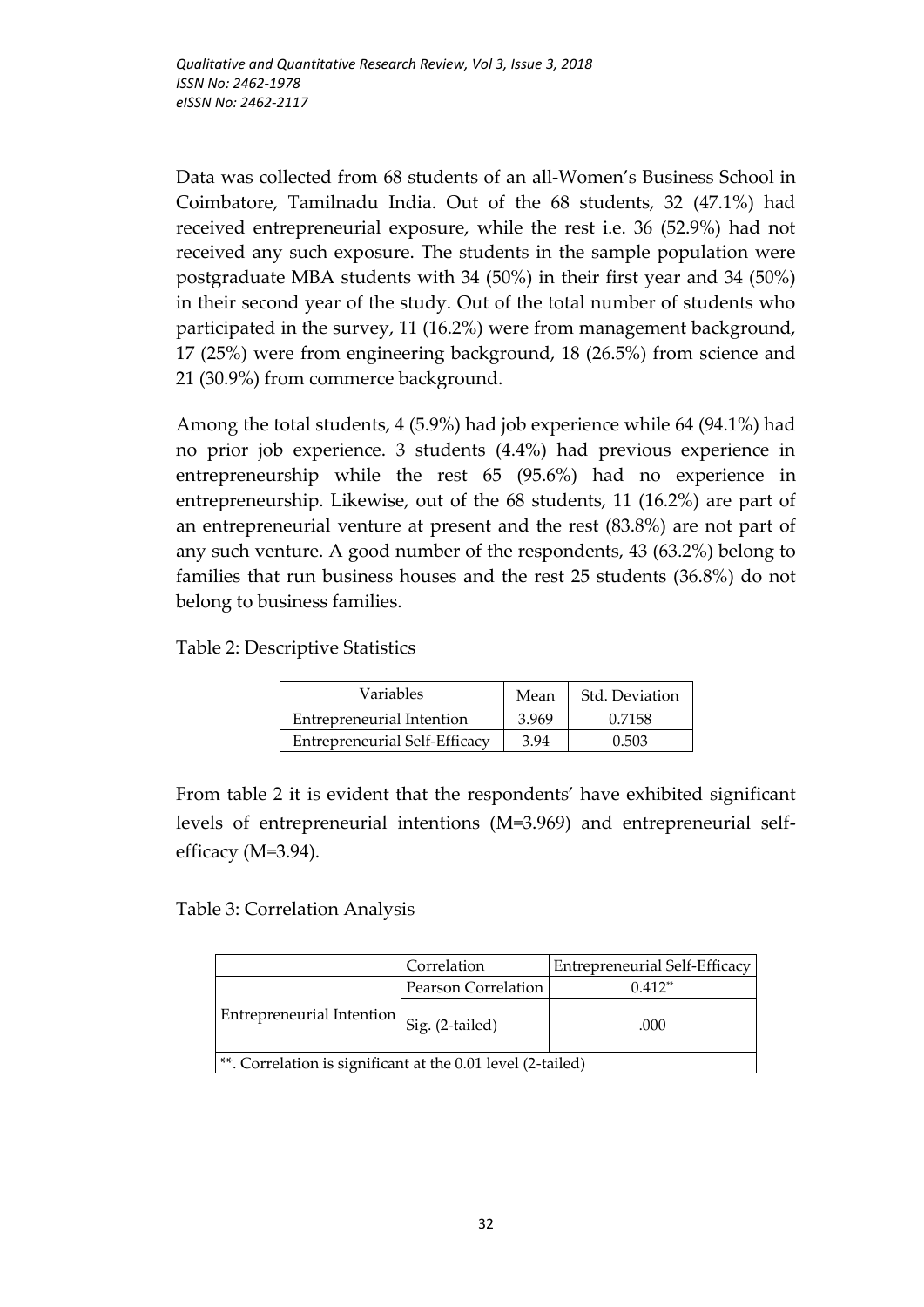Data was collected from 68 students of an all-Women's Business School in Coimbatore, Tamilnadu India. Out of the 68 students, 32 (47.1%) had received entrepreneurial exposure, while the rest i.e. 36 (52.9%) had not received any such exposure. The students in the sample population were postgraduate MBA students with 34 (50%) in their first year and 34 (50%) in their second year of the study. Out of the total number of students who participated in the survey, 11 (16.2%) were from management background, 17 (25%) were from engineering background, 18 (26.5%) from science and 21 (30.9%) from commerce background.

Among the total students, 4 (5.9%) had job experience while 64 (94.1%) had no prior job experience. 3 students (4.4%) had previous experience in entrepreneurship while the rest 65 (95.6%) had no experience in entrepreneurship. Likewise, out of the 68 students, 11 (16.2%) are part of an entrepreneurial venture at present and the rest (83.8%) are not part of any such venture. A good number of the respondents, 43 (63.2%) belong to families that run business houses and the rest 25 students (36.8%) do not belong to business families.

Table 2: Descriptive Statistics

| Variables | Mean | Std. Deviation |
|---|---|---|
| Entrepreneurial Intention | 3.969 | 0.7158 |
| Entrepreneurial Self-Efficacy | 3.94 | 0.503 |

From table 2 it is evident that the respondents' have exhibited significant levels of entrepreneurial intentions (M=3.969) and entrepreneurial self-efficacy (M=3.94).

Table 3: Correlation Analysis

| | Correlation | Entrepreneurial Self-Efficacy |
|---|---|---|
| Entrepreneurial Intention | Pearson Correlation | 0.412** |
| | Sig. (2-tailed) | .000 |
| **. Correlation is significant at the 0.01 level (2-tailed) | | |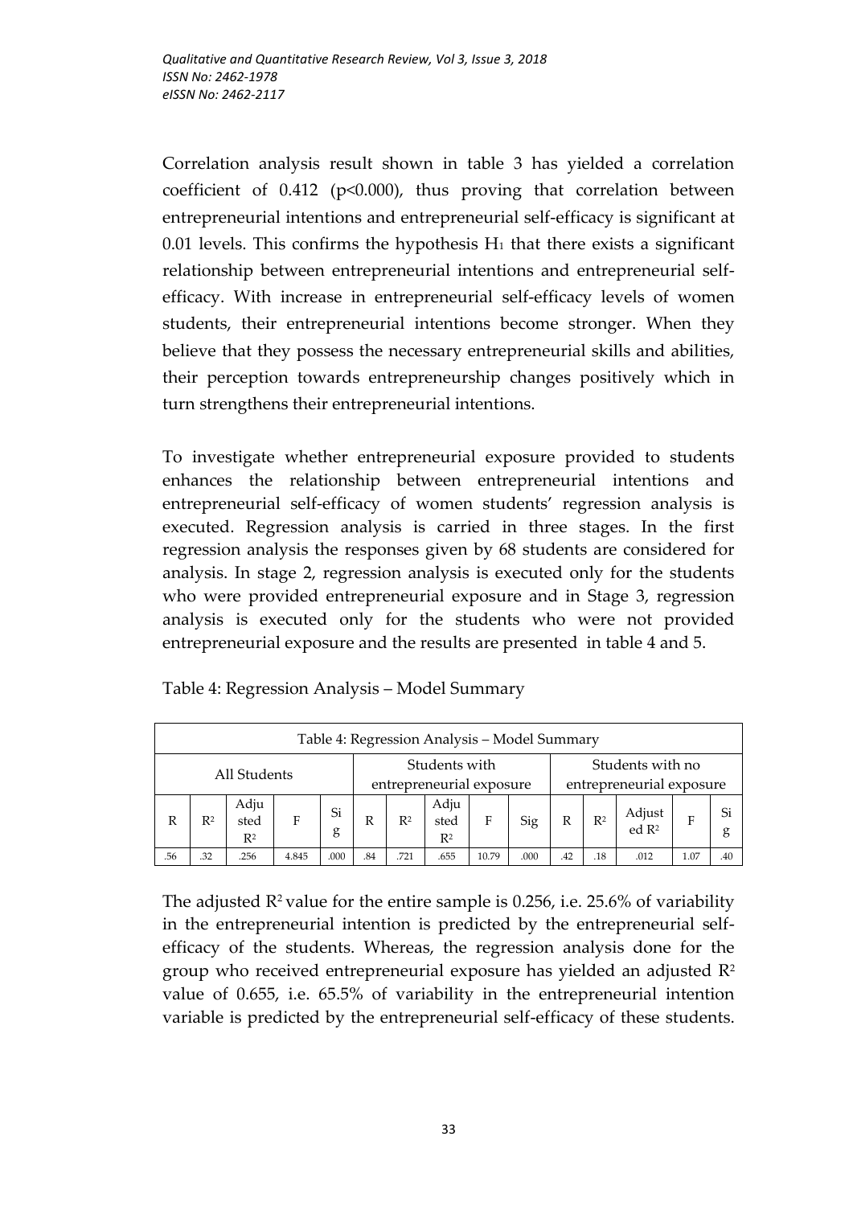Correlation analysis result shown in table 3 has yielded a correlation coefficient of 0.412 ($p<0.000$), thus proving that correlation between entrepreneurial intentions and entrepreneurial self-efficacy is significant at 0.01 levels. This confirms the hypothesis $H_1$ that there exists a significant relationship between entrepreneurial intentions and entrepreneurial self-efficacy. With increase in entrepreneurial self-efficacy levels of women students, their entrepreneurial intentions become stronger. When they believe that they possess the necessary entrepreneurial skills and abilities, their perception towards entrepreneurship changes positively which in turn strengthens their entrepreneurial intentions.

To investigate whether entrepreneurial exposure provided to students enhances the relationship between entrepreneurial intentions and entrepreneurial self-efficacy of women students' regression analysis is executed. Regression analysis is carried in three stages. In the first regression analysis the responses given by 68 students are considered for analysis. In stage 2, regression analysis is executed only for the students who were provided entrepreneurial exposure and in Stage 3, regression analysis is executed only for the students who were not provided entrepreneurial exposure and the results are presented in table 4 and 5.

Table 4: Regression Analysis – Model Summary

| All Students | | | | | Students with entrepreneurial exposure | | | | | Students with no entrepreneurial exposure | | | | |
|---|---|---|---|---|---|---|---|---|---|---|---|---|---|---|
| R | $R^2$ | Adjusted $R^2$ | F | Sig | R | $R^2$ | Adjusted $R^2$ | F | Sig | R | $R^2$ | Adjusted $R^2$ | F | Sig |
| .56 | .32 | .256 | 4.845 | .000 | .84 | .721 | .655 | 10.79 | .000 | .42 | .18 | .012 | 1.07 | .40 |

The adjusted $R^2$ value for the entire sample is 0.256, i.e. 25.6% of variability in the entrepreneurial intention is predicted by the entrepreneurial self-efficacy of the students. Whereas, the regression analysis done for the group who received entrepreneurial exposure has yielded an adjusted $R^2$ value of 0.655, i.e. 65.5% of variability in the entrepreneurial intention variable is predicted by the entrepreneurial self-efficacy of these students.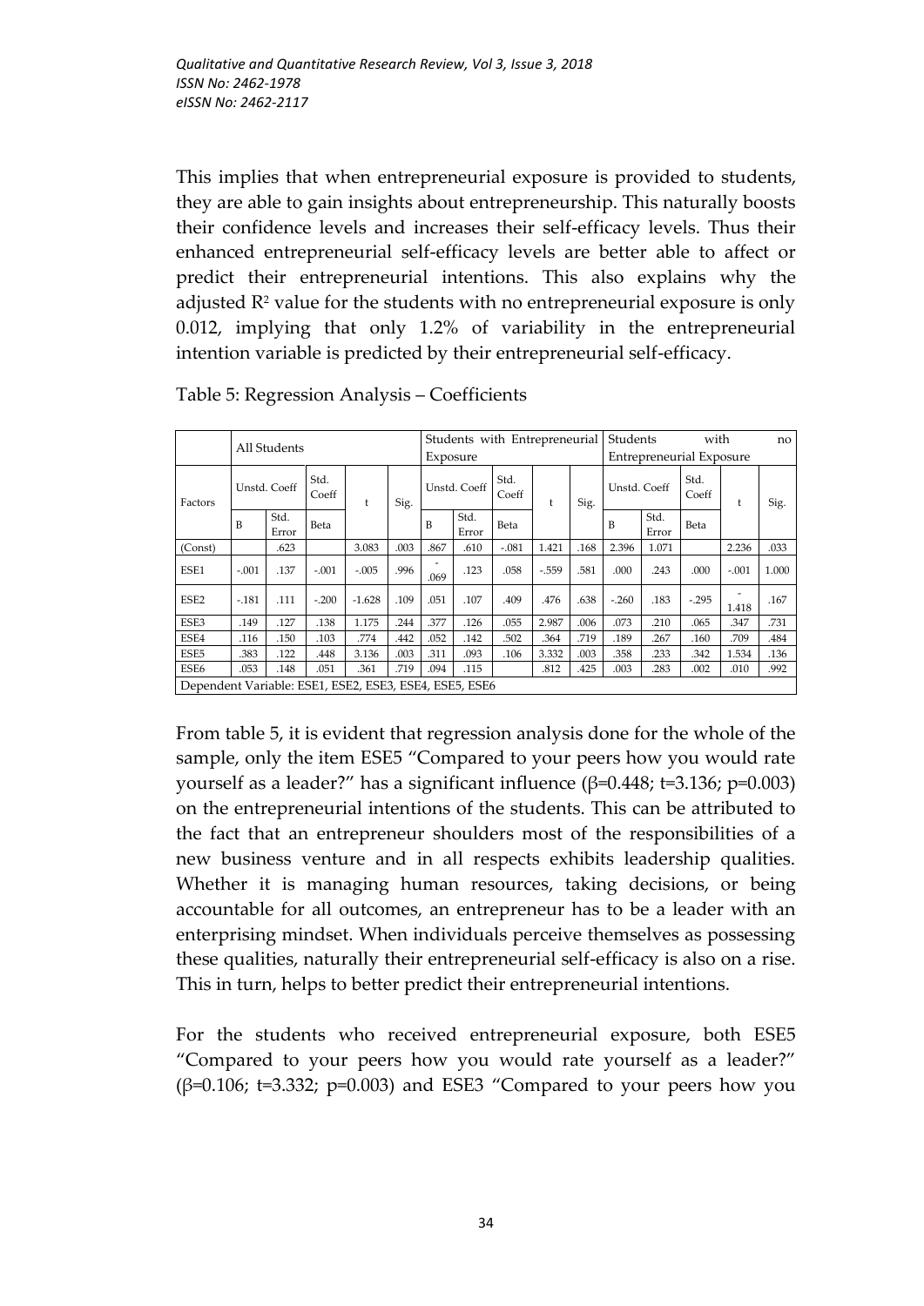This implies that when entrepreneurial exposure is provided to students, they are able to gain insights about entrepreneurship. This naturally boosts their confidence levels and increases their self-efficacy levels. Thus their enhanced entrepreneurial self-efficacy levels are better able to affect or predict their entrepreneurial intentions. This also explains why the adjusted $R^2$ value for the students with no entrepreneurial exposure is only 0.012, implying that only 1.2% of variability in the entrepreneurial intention variable is predicted by their entrepreneurial self-efficacy.

Table 5: Regression Analysis – Coefficients

| | All Students | | | | | Students with Entrepreneurial Exposure | | | | | Students with no Entrepreneurial Exposure | | | | |
|---|---|---|---|---|---|---|---|---|---|---|---|---|---|---|---|
| Factors | Unstd. Coeff | | Std. Coeff | t | Sig. | Unstd. Coeff | | Std. Coeff | t | Sig. | Unstd. Coeff | | Std. Coeff | t | Sig. |
| | B | Std. Error | Beta | | | B | Std. Error | Beta | | | B | Std. Error | Beta | | |
| (Const) | | .623 | | 3.083 | .003 | .867 | .610 | -.081 | 1.421 | .168 | 2.396 | 1.071 | | 2.236 | .033 |
| ESE1 | -.001 | .137 | -.001 | -.005 | .996 | -.069 | .123 | .058 | -.559 | .581 | .000 | .243 | .000 | -.001 | 1.000 |
| ESE2 | -.181 | .111 | -.200 | -1.628 | .109 | .051 | .107 | .409 | .476 | .638 | -.260 | .183 | -.295 | -1.418 | .167 |
| ESE3 | .149 | .127 | .138 | 1.175 | .244 | .377 | .126 | .055 | 2.987 | .006 | .073 | .210 | .065 | .347 | .731 |
| ESE4 | .116 | .150 | .103 | .774 | .442 | .052 | .142 | .502 | .364 | .719 | .189 | .267 | .160 | .709 | .484 |
| ESE5 | .383 | .122 | .448 | 3.136 | .003 | .311 | .093 | .106 | 3.332 | .003 | .358 | .233 | .342 | 1.534 | .136 |
| ESE6 | .053 | .148 | .051 | .361 | .719 | .094 | .115 | | .812 | .425 | .003 | .283 | .002 | .010 | .992 |
| Dependent Variable: ESE1, ESE2, ESE3, ESE4, ESE5, ESE6 | | | | | | | | | | | | | | | |

From table 5, it is evident that regression analysis done for the whole of the sample, only the item ESE5 "Compared to your peers how you would rate yourself as a leader?" has a significant influence ($\beta$=0.448; t=3.136; p=0.003) on the entrepreneurial intentions of the students. This can be attributed to the fact that an entrepreneur shoulders most of the responsibilities of a new business venture and in all respects exhibits leadership qualities. Whether it is managing human resources, taking decisions, or being accountable for all outcomes, an entrepreneur has to be a leader with an enterprising mindset. When individuals perceive themselves as possessing these qualities, naturally their entrepreneurial self-efficacy is also on a rise. This in turn, helps to better predict their entrepreneurial intentions.

For the students who received entrepreneurial exposure, both ESE5 "Compared to your peers how you would rate yourself as a leader?" ($\beta$=0.106; t=3.332; p=0.003) and ESE3 "Compared to your peers how you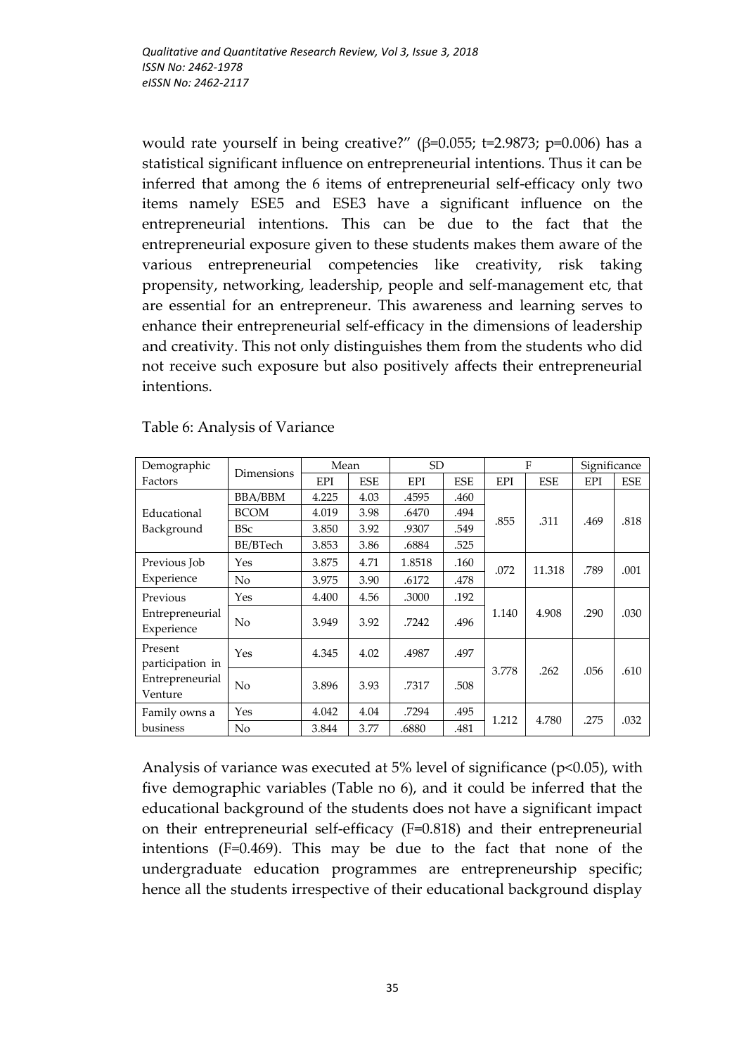would rate yourself in being creative?" (β=0.055; t=2.9873; p=0.006) has a statistical significant influence on entrepreneurial intentions. Thus it can be inferred that among the 6 items of entrepreneurial self-efficacy only two items namely ESE5 and ESE3 have a significant influence on the entrepreneurial intentions. This can be due to the fact that the entrepreneurial exposure given to these students makes them aware of the various entrepreneurial competencies like creativity, risk taking propensity, networking, leadership, people and self-management etc, that are essential for an entrepreneur. This awareness and learning serves to enhance their entrepreneurial self-efficacy in the dimensions of leadership and creativity. This not only distinguishes them from the students who did not receive such exposure but also positively affects their entrepreneurial intentions.

Table 6: Analysis of Variance

| Demographic Factors | Dimensions | Mean | | SD | | F | | Significance | |
|---|---|---|---|---|---|---|---|---|---|
| | | EPI | ESE | EPI | ESE | EPI | ESE | EPI | ESE |
| Educational Background | BBA/BBM | 4.225 | 4.03 | .4595 | .460 | .855 | .311 | .469 | .818 |
| | BCOM | 4.019 | 3.98 | .6470 | .494 | | | | |
| | BSc | 3.850 | 3.92 | .9307 | .549 | | | | |
| | BE/BTech | 3.853 | 3.86 | .6884 | .525 | | | | |
| Previous Job Experience | Yes | 3.875 | 4.71 | 1.8518 | .160 | .072 | 11.318 | .789 | .001 |
| | No | 3.975 | 3.90 | .6172 | .478 | | | | |
| Previous Entrepreneurial Experience | Yes | 4.400 | 4.56 | .3000 | .192 | 1.140 | 4.908 | .290 | .030 |
| | No | 3.949 | 3.92 | .7242 | .496 | | | | |
| Present participation in Entrepreneurial Venture | Yes | 4.345 | 4.02 | .4987 | .497 | 3.778 | .262 | .056 | .610 |
| | No | 3.896 | 3.93 | .7317 | .508 | | | | |
| Family owns a business | Yes | 4.042 | 4.04 | .7294 | .495 | 1.212 | 4.780 | .275 | .032 |
| | No | 3.844 | 3.77 | .6880 | .481 | | | | |

Analysis of variance was executed at 5% level of significance ($p<0.05$), with five demographic variables (Table no 6), and it could be inferred that the educational background of the students does not have a significant impact on their entrepreneurial self-efficacy (F=0.818) and their entrepreneurial intentions (F=0.469). This may be due to the fact that none of the undergraduate education programmes are entrepreneurship specific; hence all the students irrespective of their educational background display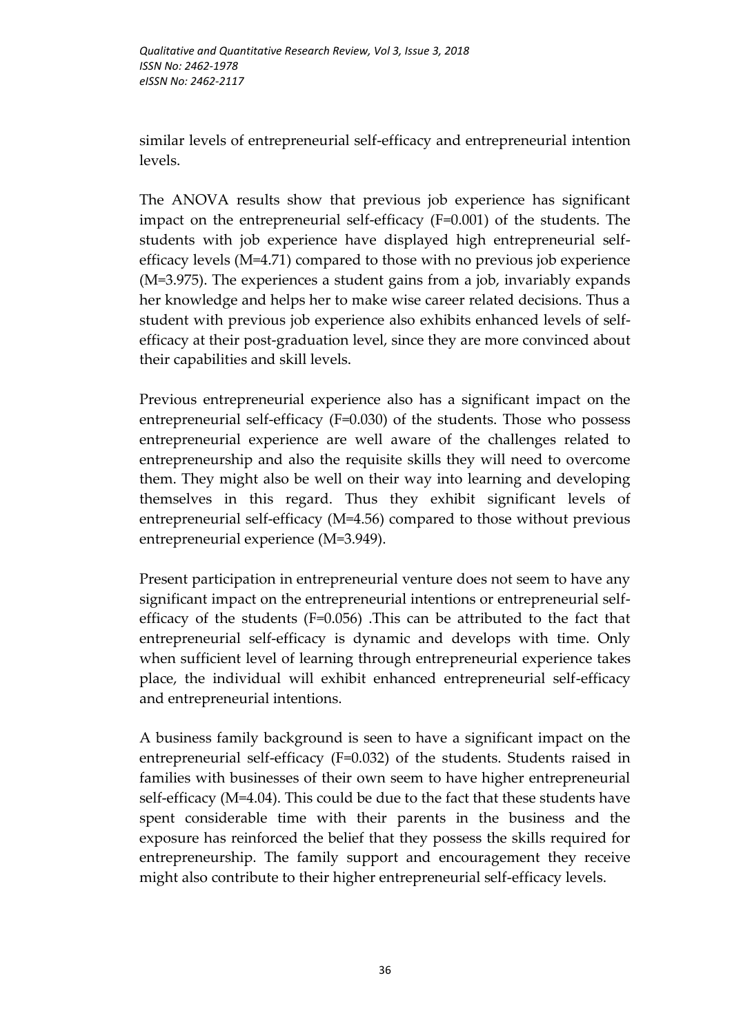similar levels of entrepreneurial self-efficacy and entrepreneurial intention levels.

The ANOVA results show that previous job experience has significant impact on the entrepreneurial self-efficacy ($F$=0.001) of the students. The students with job experience have displayed high entrepreneurial self-efficacy levels ($M$=4.71) compared to those with no previous job experience ($M$=3.975). The experiences a student gains from a job, invariably expands her knowledge and helps her to make wise career related decisions. Thus a student with previous job experience also exhibits enhanced levels of self-efficacy at their post-graduation level, since they are more convinced about their capabilities and skill levels.

Previous entrepreneurial experience also has a significant impact on the entrepreneurial self-efficacy ($F$=0.030) of the students. Those who possess entrepreneurial experience are well aware of the challenges related to entrepreneurship and also the requisite skills they will need to overcome them. They might also be well on their way into learning and developing themselves in this regard. Thus they exhibit significant levels of entrepreneurial self-efficacy ($M$=4.56) compared to those without previous entrepreneurial experience ($M$=3.949).

Present participation in entrepreneurial venture does not seem to have any significant impact on the entrepreneurial intentions or entrepreneurial self-efficacy of the students ($F$=0.056) .This can be attributed to the fact that entrepreneurial self-efficacy is dynamic and develops with time. Only when sufficient level of learning through entrepreneurial experience takes place, the individual will exhibit enhanced entrepreneurial self-efficacy and entrepreneurial intentions.

A business family background is seen to have a significant impact on the entrepreneurial self-efficacy ($F$=0.032) of the students. Students raised in families with businesses of their own seem to have higher entrepreneurial self-efficacy ($M$=4.04). This could be due to the fact that these students have spent considerable time with their parents in the business and the exposure has reinforced the belief that they possess the skills required for entrepreneurship. The family support and encouragement they receive might also contribute to their higher entrepreneurial self-efficacy levels.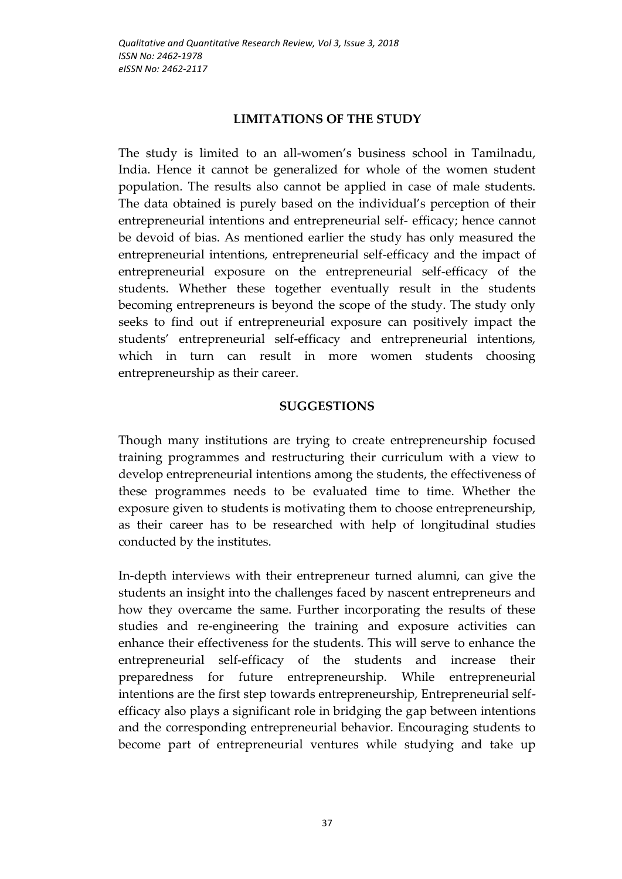## LIMITATIONS OF THE STUDY

The study is limited to an all-women's business school in Tamilnadu, India. Hence it cannot be generalized for whole of the women student population. The results also cannot be applied in case of male students. The data obtained is purely based on the individual's perception of their entrepreneurial intentions and entrepreneurial self- efficacy; hence cannot be devoid of bias. As mentioned earlier the study has only measured the entrepreneurial intentions, entrepreneurial self-efficacy and the impact of entrepreneurial exposure on the entrepreneurial self-efficacy of the students. Whether these together eventually result in the students becoming entrepreneurs is beyond the scope of the study. The study only seeks to find out if entrepreneurial exposure can positively impact the students' entrepreneurial self-efficacy and entrepreneurial intentions, which in turn can result in more women students choosing entrepreneurship as their career.

## SUGGESTIONS

Though many institutions are trying to create entrepreneurship focused training programmes and restructuring their curriculum with a view to develop entrepreneurial intentions among the students, the effectiveness of these programmes needs to be evaluated time to time. Whether the exposure given to students is motivating them to choose entrepreneurship, as their career has to be researched with help of longitudinal studies conducted by the institutes.

In-depth interviews with their entrepreneur turned alumni, can give the students an insight into the challenges faced by nascent entrepreneurs and how they overcame the same. Further incorporating the results of these studies and re-engineering the training and exposure activities can enhance their effectiveness for the students. This will serve to enhance the entrepreneurial self-efficacy of the students and increase their preparedness for future entrepreneurship. While entrepreneurial intentions are the first step towards entrepreneurship, Entrepreneurial self-efficacy also plays a significant role in bridging the gap between intentions and the corresponding entrepreneurial behavior. Encouraging students to become part of entrepreneurial ventures while studying and take up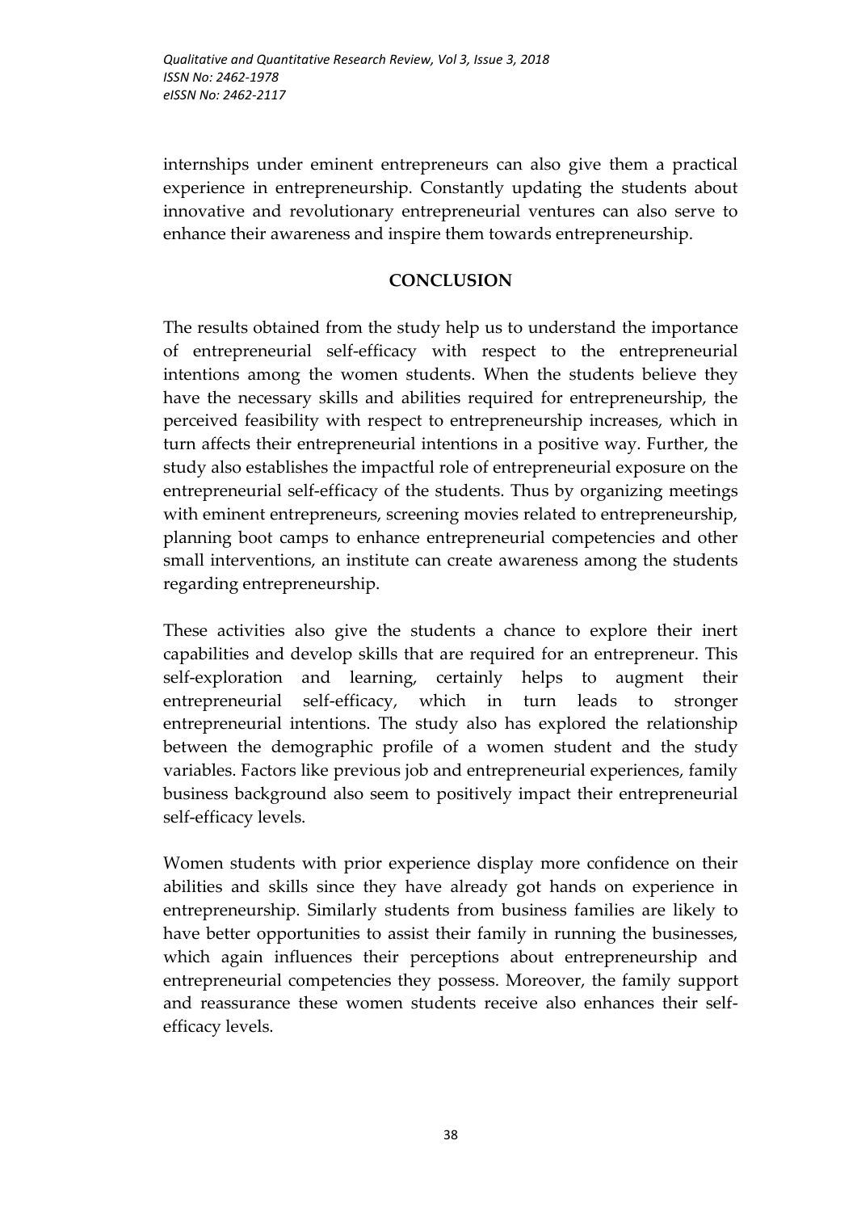internships under eminent entrepreneurs can also give them a practical experience in entrepreneurship. Constantly updating the students about innovative and revolutionary entrepreneurial ventures can also serve to enhance their awareness and inspire them towards entrepreneurship.

## CONCLUSION

The results obtained from the study help us to understand the importance of entrepreneurial self-efficacy with respect to the entrepreneurial intentions among the women students. When the students believe they have the necessary skills and abilities required for entrepreneurship, the perceived feasibility with respect to entrepreneurship increases, which in turn affects their entrepreneurial intentions in a positive way. Further, the study also establishes the impactful role of entrepreneurial exposure on the entrepreneurial self-efficacy of the students. Thus by organizing meetings with eminent entrepreneurs, screening movies related to entrepreneurship, planning boot camps to enhance entrepreneurial competencies and other small interventions, an institute can create awareness among the students regarding entrepreneurship.

These activities also give the students a chance to explore their inert capabilities and develop skills that are required for an entrepreneur. This self-exploration and learning, certainly helps to augment their entrepreneurial self-efficacy, which in turn leads to stronger entrepreneurial intentions. The study also has explored the relationship between the demographic profile of a women student and the study variables. Factors like previous job and entrepreneurial experiences, family business background also seem to positively impact their entrepreneurial self-efficacy levels.

Women students with prior experience display more confidence on their abilities and skills since they have already got hands on experience in entrepreneurship. Similarly students from business families are likely to have better opportunities to assist their family in running the businesses, which again influences their perceptions about entrepreneurship and entrepreneurial competencies they possess. Moreover, the family support and reassurance these women students receive also enhances their self-efficacy levels.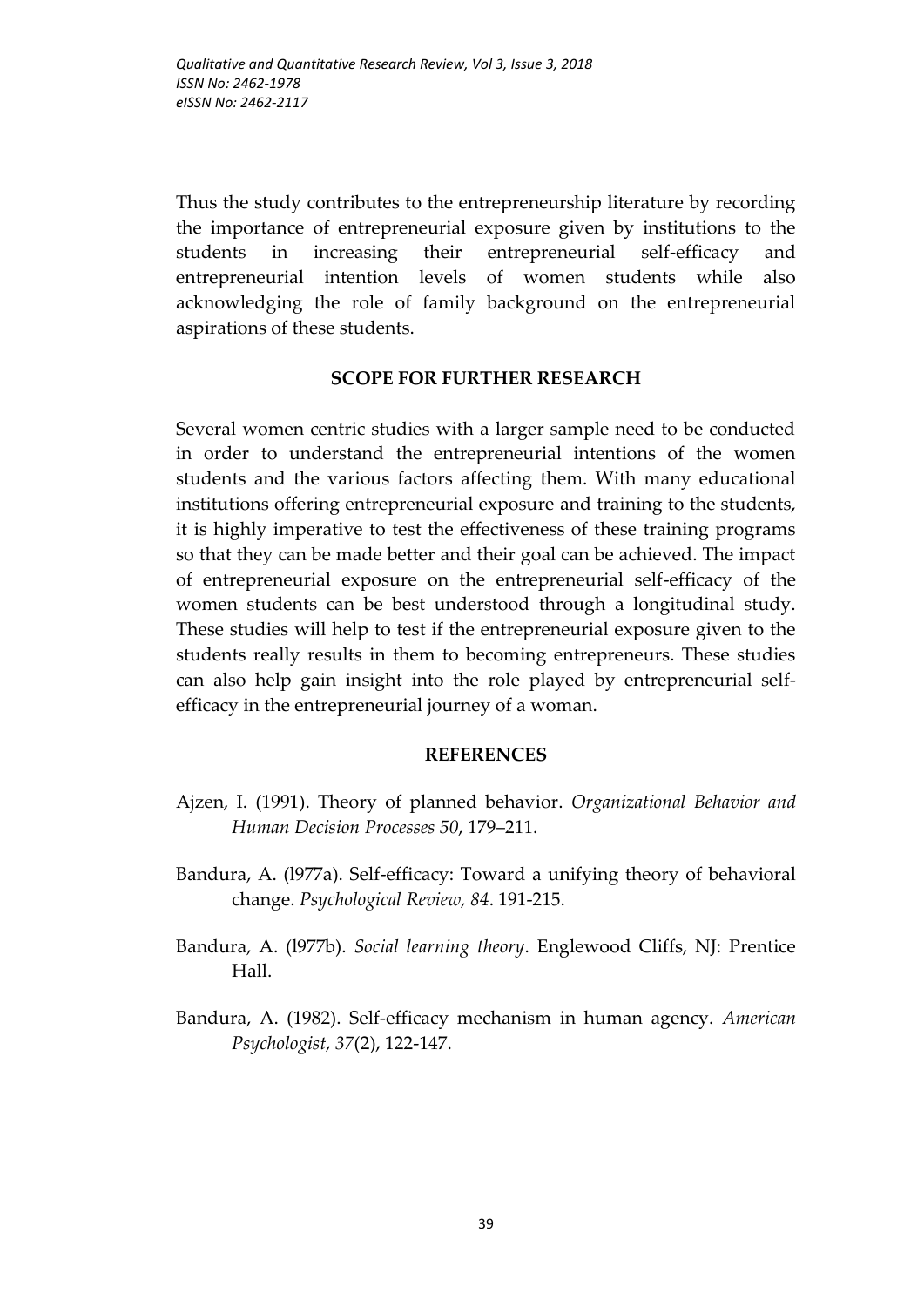Thus the study contributes to the entrepreneurship literature by recording the importance of entrepreneurial exposure given by institutions to the students in increasing their entrepreneurial self-efficacy and entrepreneurial intention levels of women students while also acknowledging the role of family background on the entrepreneurial aspirations of these students.

## SCOPE FOR FURTHER RESEARCH

Several women centric studies with a larger sample need to be conducted in order to understand the entrepreneurial intentions of the women students and the various factors affecting them. With many educational institutions offering entrepreneurial exposure and training to the students, it is highly imperative to test the effectiveness of these training programs so that they can be made better and their goal can be achieved. The impact of entrepreneurial exposure on the entrepreneurial self-efficacy of the women students can be best understood through a longitudinal study. These studies will help to test if the entrepreneurial exposure given to the students really results in them to becoming entrepreneurs. These studies can also help gain insight into the role played by entrepreneurial self-efficacy in the entrepreneurial journey of a woman.

## REFERENCES

Ajzen, I. (1991). Theory of planned behavior. *Organizational Behavior and Human Decision Processes 50*, 179–211.

Bandura, A. (l977a). Self-efficacy: Toward a unifying theory of behavioral change. *Psychological Review, 84*. 191-215.

Bandura, A. (l977b). *Social learning theory*. Englewood Cliffs, NJ: Prentice Hall.

Bandura, A. (1982). Self-efficacy mechanism in human agency. *American Psychologist, 37*(2), 122-147.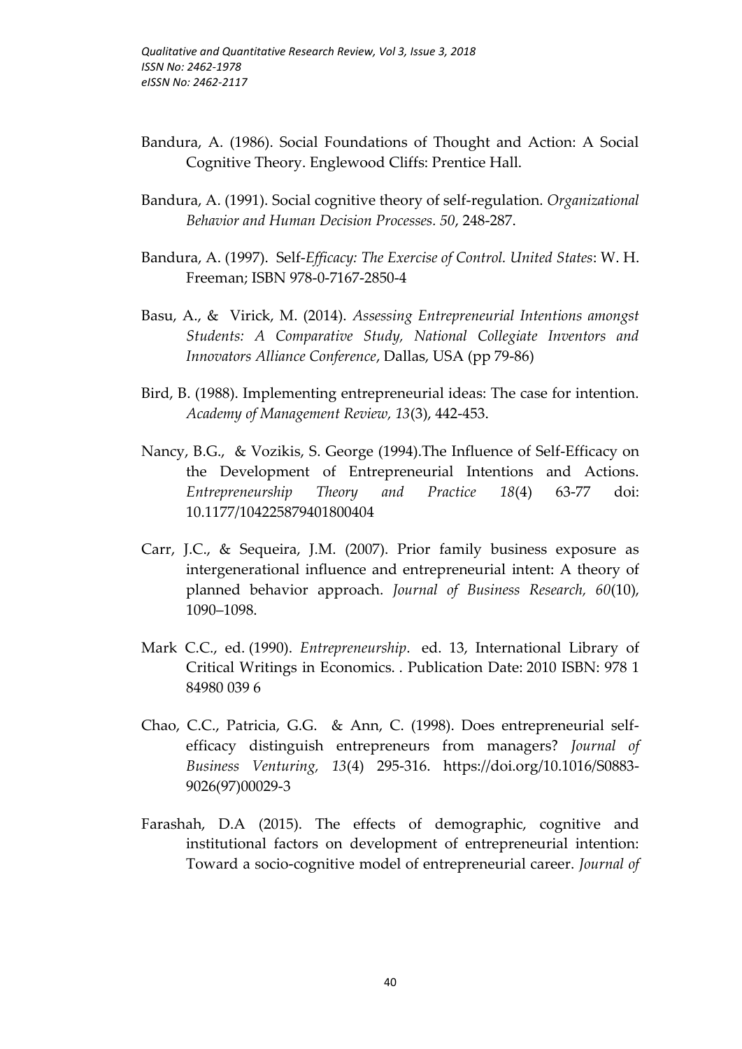Bandura, A. (1986). Social Foundations of Thought and Action: A Social Cognitive Theory. Englewood Cliffs: Prentice Hall.

Bandura, A. (1991). Social cognitive theory of self-regulation. *Organizational Behavior and Human Decision Processes. 50*, 248-287.

Bandura, A. (1997). Self-*Efficacy: The Exercise of Control. United States*: W. H. Freeman; ISBN 978-0-7167-2850-4

Basu, A., & Virick, M. (2014). *Assessing Entrepreneurial Intentions amongst Students: A Comparative Study, National Collegiate Inventors and Innovators Alliance Conference*, Dallas, USA (pp 79-86)

Bird, B. (1988). Implementing entrepreneurial ideas: The case for intention. *Academy of Management Review, 13*(3), 442-453.

Nancy, B.G., & Vozikis, S. George (1994).The Influence of Self-Efficacy on the Development of Entrepreneurial Intentions and Actions. *Entrepreneurship Theory and Practice 18*(4) 63-77 doi: 10.1177/104225879401800404

Carr, J.C., & Sequeira, J.M. (2007). Prior family business exposure as intergenerational influence and entrepreneurial intent: A theory of planned behavior approach. *Journal of Business Research, 60*(10), 1090–1098.

Mark C.C., ed. (1990). *Entrepreneurship*. ed. 13, International Library of Critical Writings in Economics. . Publication Date: 2010 ISBN: 978 1 84980 039 6

Chao, C.C., Patricia, G.G. & Ann, C. (1998). Does entrepreneurial self-efficacy distinguish entrepreneurs from managers? *Journal of Business Venturing, 13*(4) 295-316. https://doi.org/10.1016/S0883-9026(97)00029-3

Farashah, D.A (2015). The effects of demographic, cognitive and institutional factors on development of entrepreneurial intention: Toward a socio-cognitive model of entrepreneurial career. *Journal of*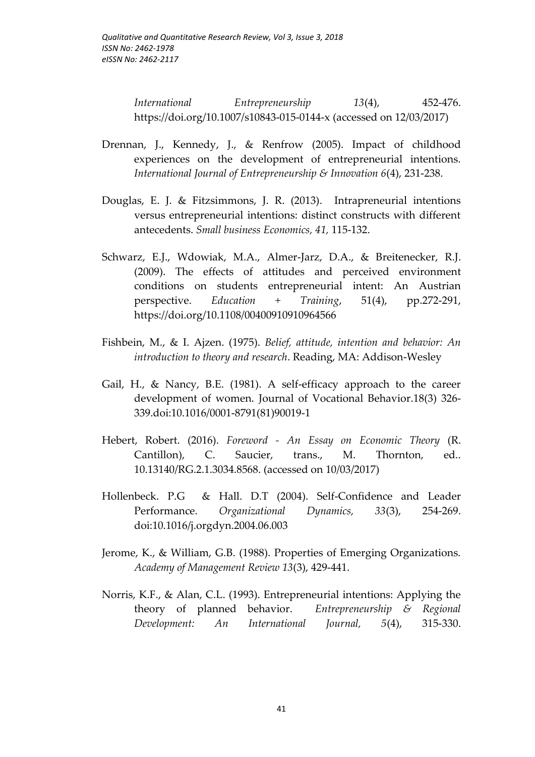*International Entrepreneurship 13*(4), 452-476. https://doi.org/10.1007/s10843-015-0144-x (accessed on 12/03/2017)

Drennan, J., Kennedy, J., & Renfrow (2005). Impact of childhood experiences on the development of entrepreneurial intentions. *International Journal of Entrepreneurship & Innovation 6*(4), 231-238.

Douglas, E. J. & Fitzsimmons, J. R. (2013). Intrapreneurial intentions versus entrepreneurial intentions: distinct constructs with different antecedents. *Small business Economics, 41,* 115-132.

Schwarz, E.J., Wdowiak, M.A., Almer-Jarz, D.A., & Breitenecker, R.J. (2009). The effects of attitudes and perceived environment conditions on students entrepreneurial intent: An Austrian perspective. *Education + Training*, 51(4), pp.272-291, https://doi.org/10.1108/00400910910964566

Fishbein, M., & I. Ajzen. (1975). *Belief, attitude, intention and behavior: An introduction to theory and research*. Reading, MA: Addison-Wesley

Gail, H., & Nancy, B.E. (1981). A self-efficacy approach to the career development of women. Journal of Vocational Behavior.18(3) 326-339.doi:10.1016/0001-8791(81)90019-1

Hebert, Robert. (2016). *Foreword - An Essay on Economic Theory* (R. Cantillon), C. Saucier, trans., M. Thornton, ed.. 10.13140/RG.2.1.3034.8568. (accessed on 10/03/2017)

Hollenbeck. P.G & Hall. D.T (2004). Self-Confidence and Leader Performance. *Organizational Dynamics, 33*(3), 254-269. doi:10.1016/j.orgdyn.2004.06.003

Jerome, K., & William, G.B. (1988). Properties of Emerging Organizations. *Academy of Management Review 13*(3), 429-441.

Norris, K.F., & Alan, C.L. (1993). Entrepreneurial intentions: Applying the theory of planned behavior. *Entrepreneurship & Regional Development: An International Journal, 5*(4), 315-330.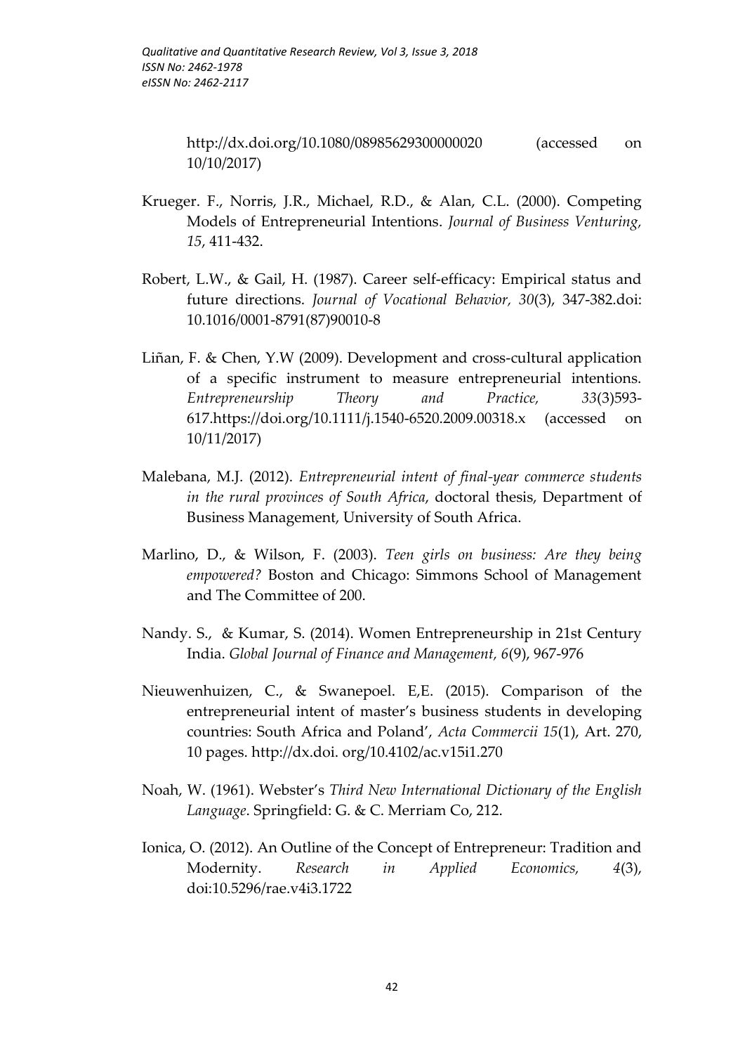http://dx.doi.org/10.1080/08985629300000020 (accessed on 10/10/2017)

Krueger. F., Norris, J.R., Michael, R.D., & Alan, C.L. (2000). Competing Models of Entrepreneurial Intentions. *Journal of Business Venturing, 15*, 411-432.

Robert, L.W., & Gail, H. (1987). Career self-efficacy: Empirical status and future directions. *Journal of Vocational Behavior, 30*(3), 347-382.doi: 10.1016/0001-8791(87)90010-8

Liñan, F. & Chen, Y.W (2009). Development and cross-cultural application of a specific instrument to measure entrepreneurial intentions. *Entrepreneurship Theory and Practice, 33*(3)593-617.https://doi.org/10.1111/j.1540-6520.2009.00318.x (accessed on 10/11/2017)

Malebana, M.J. (2012). *Entrepreneurial intent of final-year commerce students in the rural provinces of South Africa*, doctoral thesis, Department of Business Management, University of South Africa.

Marlino, D., & Wilson, F. (2003). *Teen girls on business: Are they being empowered?* Boston and Chicago: Simmons School of Management and The Committee of 200.

Nandy. S., & Kumar, S. (2014). Women Entrepreneurship in 21st Century India. *Global Journal of Finance and Management, 6*(9), 967-976

Nieuwenhuizen, C., & Swanepoel. E,E. (2015). Comparison of the entrepreneurial intent of master's business students in developing countries: South Africa and Poland', *Acta Commercii 15*(1), Art. 270, 10 pages. http://dx.doi. org/10.4102/ac.v15i1.270

Noah, W. (1961). Webster's *Third New International Dictionary of the English Language*. Springfield: G. & C. Merriam Co, 212.

Ionica, O. (2012). An Outline of the Concept of Entrepreneur: Tradition and Modernity. *Research in Applied Economics, 4*(3), doi:10.5296/rae.v4i3.1722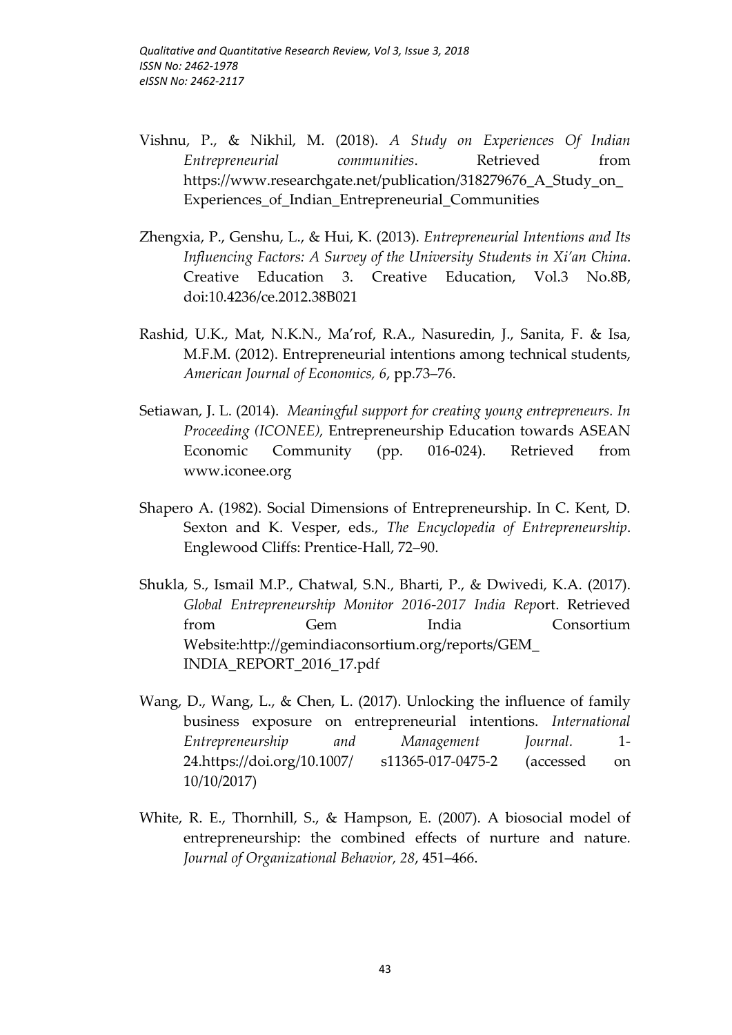Vishnu, P., & Nikhil, M. (2018). *A Study on Experiences Of Indian Entrepreneurial communities*. Retrieved from https://www.researchgate.net/publication/318279676_A_Study_on_Experiences_of_Indian_Entrepreneurial_Communities

Zhengxia, P., Genshu, L., & Hui, K. (2013). *Entrepreneurial Intentions and Its Influencing Factors: A Survey of the University Students in Xi'an China*. Creative Education 3. Creative Education, Vol.3 No.8B, doi:10.4236/ce.2012.38B021

Rashid, U.K., Mat, N.K.N., Ma'rof, R.A., Nasuredin, J., Sanita, F. & Isa, M.F.M. (2012). Entrepreneurial intentions among technical students, *American Journal of Economics, 6*, pp.73–76.

Setiawan, J. L. (2014). *Meaningful support for creating young entrepreneurs. In Proceeding (ICONEE),* Entrepreneurship Education towards ASEAN Economic Community (pp. 016-024). Retrieved from www.iconee.org

Shapero A. (1982). Social Dimensions of Entrepreneurship. In C. Kent, D. Sexton and K. Vesper, eds., *The Encyclopedia of Entrepreneurship*. Englewood Cliffs: Prentice-Hall, 72–90.

Shukla, S., Ismail M.P., Chatwal, S.N., Bharti, P., & Dwivedi, K.A. (2017). *Global Entrepreneurship Monitor 2016-2017 India Rep*ort. Retrieved from Gem India Consortium Website:http://gemindiaconsortium.org/reports/GEM_INDIA_REPORT_2016_17.pdf

Wang, D., Wang, L., & Chen, L. (2017). Unlocking the influence of family business exposure on entrepreneurial intentions. *International Entrepreneurship and Management Journal*. 1-24.https://doi.org/10.1007/ s11365-017-0475-2 (accessed on 10/10/2017)

White, R. E., Thornhill, S., & Hampson, E. (2007). A biosocial model of entrepreneurship: the combined effects of nurture and nature. *Journal of Organizational Behavior, 28*, 451–466.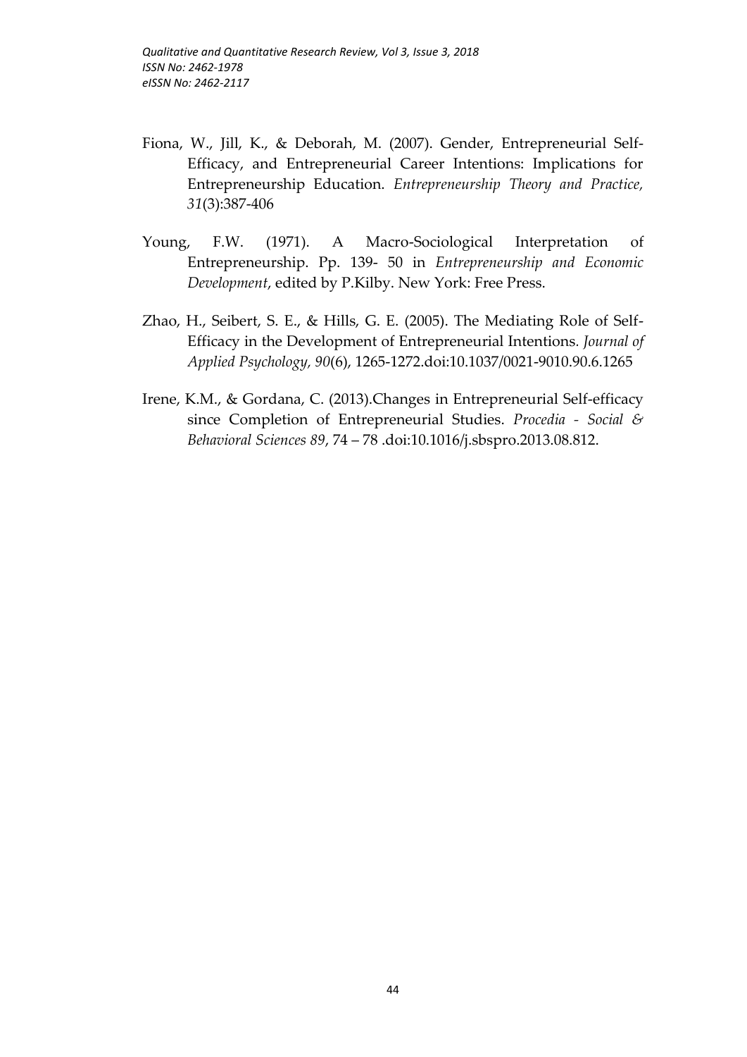Fiona, W., Jill, K., & Deborah, M. (2007). Gender, Entrepreneurial Self-Efficacy, and Entrepreneurial Career Intentions: Implications for Entrepreneurship Education. *Entrepreneurship Theory and Practice, 31*(3):387-406

Young, F.W. (1971). A Macro-Sociological Interpretation of Entrepreneurship. Pp. 139- 50 in *Entrepreneurship and Economic Development*, edited by P.Kilby. New York: Free Press.

Zhao, H., Seibert, S. E., & Hills, G. E. (2005). The Mediating Role of Self-Efficacy in the Development of Entrepreneurial Intentions. *Journal of Applied Psychology, 90*(6), 1265-1272.doi:10.1037/0021-9010.90.6.1265

Irene, K.M., & Gordana, C. (2013).Changes in Entrepreneurial Self-efficacy since Completion of Entrepreneurial Studies. *Procedia - Social & Behavioral Sciences 89*, 74 – 78 .doi:10.1016/j.sbspro.2013.08.812.